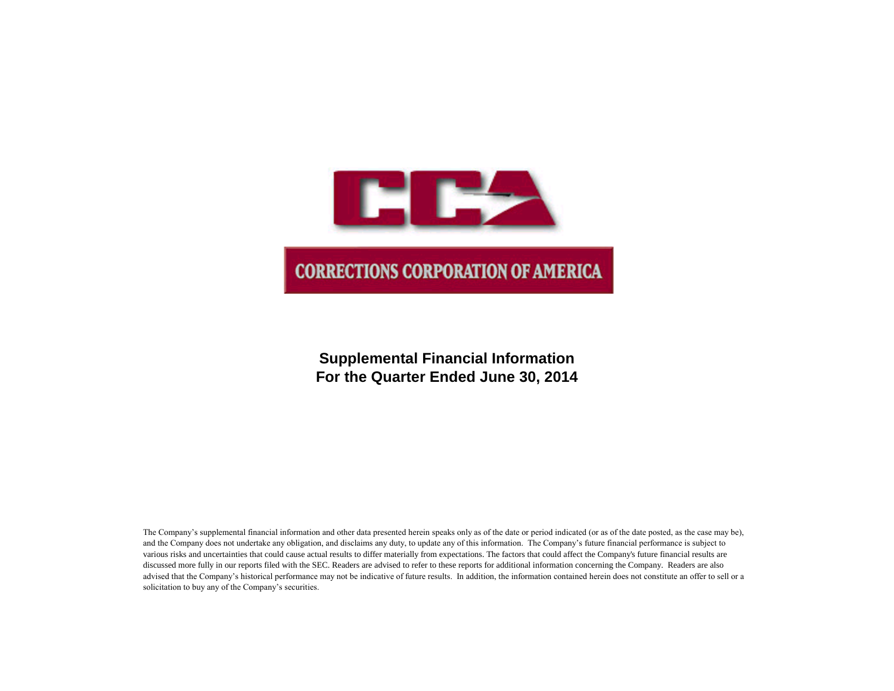# CCA

## CORRECTIONS CORPORATION OF AMERICA

**Supplemental Financial Information**
**For the Quarter Ended June 30, 2014**

The Company's supplemental financial information and other data presented herein speaks only as of the date or period indicated (or as of the date posted, as the case may be), and the Company does not undertake any obligation, and disclaims any duty, to update any of this information. The Company's future financial performance is subject to various risks and uncertainties that could cause actual results to differ materially from expectations. The factors that could affect the Company's future financial results are discussed more fully in our reports filed with the SEC. Readers are advised to refer to these reports for additional information concerning the Company. Readers are also advised that the Company's historical performance may not be indicative of future results. In addition, the information contained herein does not constitute an offer to sell or a solicitation to buy any of the Company's securities.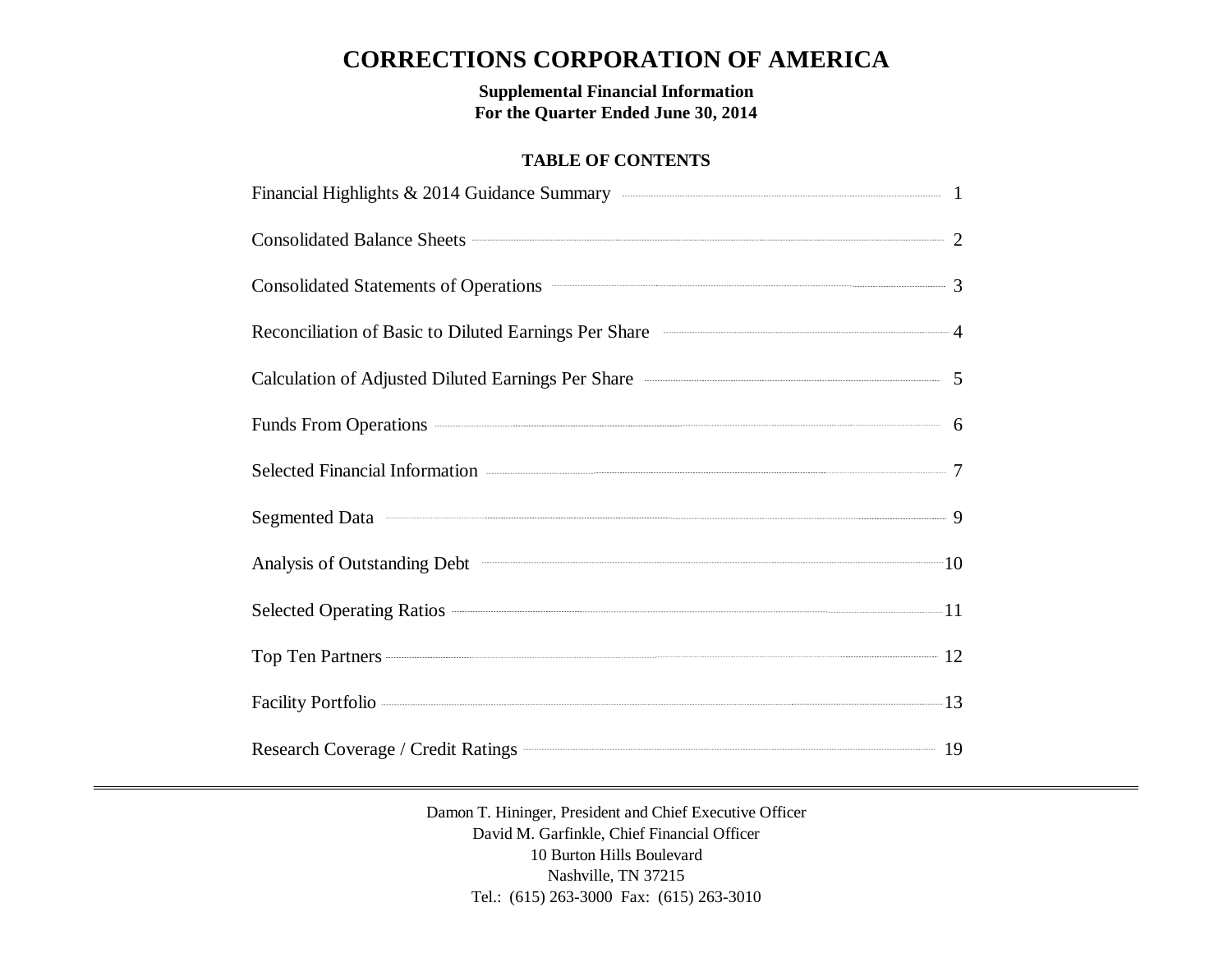# CORRECTIONS CORPORATION OF AMERICA

**Supplemental Financial Information**
**For the Quarter Ended June 30, 2014**

## TABLE OF CONTENTS

| | |
|---|---|
| Financial Highlights & 2014 Guidance Summary | 1 |
| Consolidated Balance Sheets | 2 |
| Consolidated Statements of Operations | 3 |
| Reconciliation of Basic to Diluted Earnings Per Share | 4 |
| Calculation of Adjusted Diluted Earnings Per Share | 5 |
| Funds From Operations | 6 |
| Selected Financial Information | 7 |
| Segmented Data | 9 |
| Analysis of Outstanding Debt | 10 |
| Selected Operating Ratios | 11 |
| Top Ten Partners | 12 |
| Facility Portfolio | 13 |
| Research Coverage / Credit Ratings | 19 |

---

Damon T. Hininger, President and Chief Executive Officer
David M. Garfinkle, Chief Financial Officer
10 Burton Hills Boulevard
Nashville, TN 37215
Tel.: (615) 263-3000 Fax: (615) 263-3010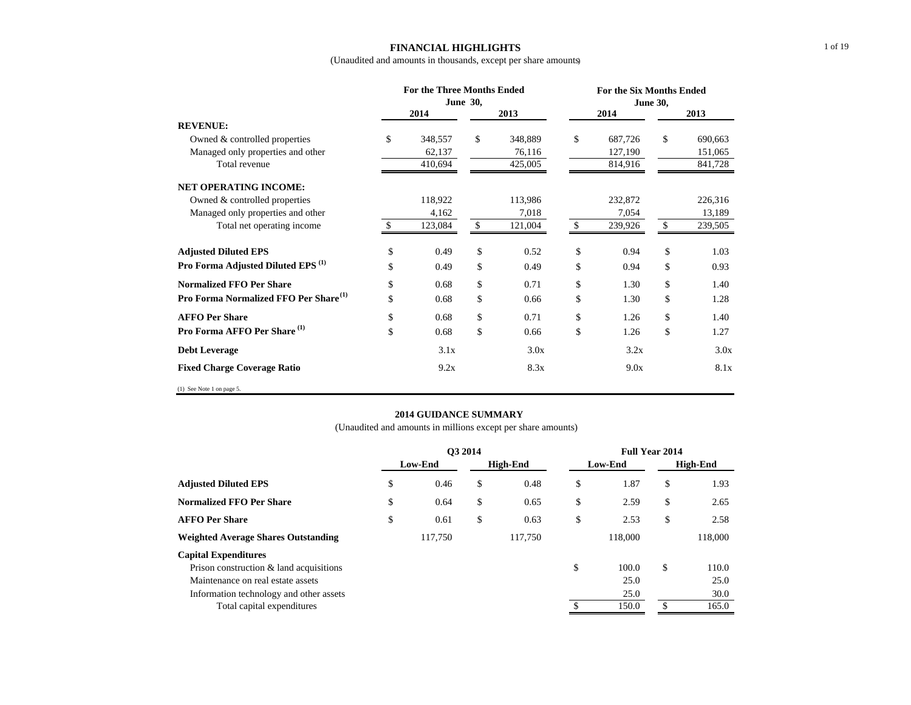## FINANCIAL HIGHLIGHTS

(Unaudited and amounts in thousands, except per share amounts)

| | For the Three Months Ended June 30, | | For the Six Months Ended June 30, | |
|---|---|---|---|---|
| | 2014 | 2013 | 2014 | 2013 |
| **REVENUE:** | | | | |
| Owned & controlled properties | $ 348,557 | $ 348,889 | $ 687,726 | $ 690,663 |
| Managed only properties and other | 62,137 | 76,116 | 127,190 | 151,065 |
| Total revenue | 410,694 | 425,005 | 814,916 | 841,728 |
| **NET OPERATING INCOME:** | | | | |
| Owned & controlled properties | 118,922 | 113,986 | 232,872 | 226,316 |
| Managed only properties and other | 4,162 | 7,018 | 7,054 | 13,189 |
| Total net operating income | $ 123,084 | $ 121,004 | $ 239,926 | $ 239,505 |
| **Adjusted Diluted EPS** | $ 0.49 | $ 0.52 | $ 0.94 | $ 1.03 |
| **Pro Forma Adjusted Diluted EPS (1)** | $ 0.49 | $ 0.49 | $ 0.94 | $ 0.93 |
| **Normalized FFO Per Share** | $ 0.68 | $ 0.71 | $ 1.30 | $ 1.40 |
| **Pro Forma Normalized FFO Per Share (1)** | $ 0.68 | $ 0.66 | $ 1.30 | $ 1.28 |
| **AFFO Per Share** | $ 0.68 | $ 0.71 | $ 1.26 | $ 1.40 |
| **Pro Forma AFFO Per Share (1)** | $ 0.68 | $ 0.66 | $ 1.26 | $ 1.27 |
| **Debt Leverage** | 3.1x | 3.0x | 3.2x | 3.0x |
| **Fixed Charge Coverage Ratio** | 9.2x | 8.3x | 9.0x | 8.1x |

(1) See Note 1 on page 5.

## 2014 GUIDANCE SUMMARY

(Unaudited and amounts in millions except per share amounts)

| | Q3 2014 | | Full Year 2014 | |
|---|---|---|---|---|
| | Low-End | High-End | Low-End | High-End |
| **Adjusted Diluted EPS** | $ 0.46 | $ 0.48 | $ 1.87 | $ 1.93 |
| **Normalized FFO Per Share** | $ 0.64 | $ 0.65 | $ 2.59 | $ 2.65 |
| **AFFO Per Share** | $ 0.61 | $ 0.63 | $ 2.53 | $ 2.58 |
| **Weighted Average Shares Outstanding** | 117,750 | 117,750 | 118,000 | 118,000 |
| **Capital Expenditures** | | | | |
| Prison construction & land acquisitions | | | $ 100.0 | $ 110.0 |
| Maintenance on real estate assets | | | 25.0 | 25.0 |
| Information technology and other assets | | | 25.0 | 30.0 |
| Total capital expenditures | | | $ 150.0 | $ 165.0 |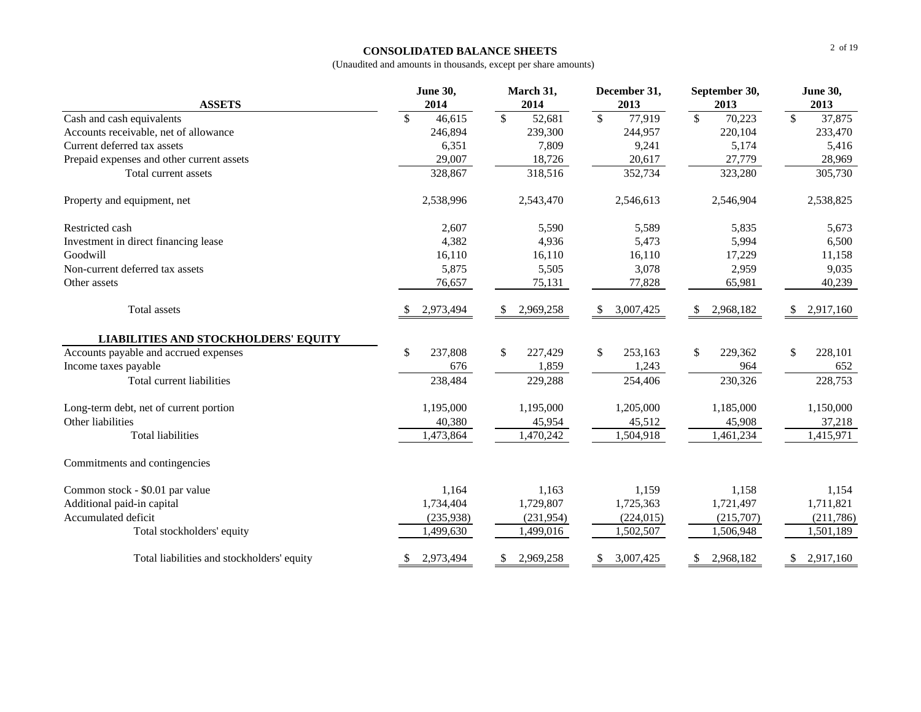# CONSOLIDATED BALANCE SHEETS

(Unaudited and amounts in thousands, except per share amounts)

| ASSETS | June 30, 2014 | March 31, 2014 | December 31, 2013 | September 30, 2013 | June 30, 2013 |
|---|---|---|---|---|---|
| Cash and cash equivalents | $ 46,615 | $ 52,681 | $ 77,919 | $ 70,223 | $ 37,875 |
| Accounts receivable, net of allowance | 246,894 | 239,300 | 244,957 | 220,104 | 233,470 |
| Current deferred tax assets | 6,351 | 7,809 | 9,241 | 5,174 | 5,416 |
| Prepaid expenses and other current assets | 29,007 | 18,726 | 20,617 | 27,779 | 28,969 |
| Total current assets | 328,867 | 318,516 | 352,734 | 323,280 | 305,730 |
| Property and equipment, net | 2,538,996 | 2,543,470 | 2,546,613 | 2,546,904 | 2,538,825 |
| Restricted cash | 2,607 | 5,590 | 5,589 | 5,835 | 5,673 |
| Investment in direct financing lease | 4,382 | 4,936 | 5,473 | 5,994 | 6,500 |
| Goodwill | 16,110 | 16,110 | 16,110 | 17,229 | 11,158 |
| Non-current deferred tax assets | 5,875 | 5,505 | 3,078 | 2,959 | 9,035 |
| Other assets | 76,657 | 75,131 | 77,828 | 65,981 | 40,239 |
| Total assets | $ 2,973,494 | $ 2,969,258 | $ 3,007,425 | $ 2,968,182 | $ 2,917,160 |
| **LIABILITIES AND STOCKHOLDERS' EQUITY** | | | | | |
| Accounts payable and accrued expenses | $ 237,808 | $ 227,429 | $ 253,163 | $ 229,362 | $ 228,101 |
| Income taxes payable | 676 | 1,859 | 1,243 | 964 | 652 |
| Total current liabilities | 238,484 | 229,288 | 254,406 | 230,326 | 228,753 |
| Long-term debt, net of current portion | 1,195,000 | 1,195,000 | 1,205,000 | 1,185,000 | 1,150,000 |
| Other liabilities | 40,380 | 45,954 | 45,512 | 45,908 | 37,218 |
| Total liabilities | 1,473,864 | 1,470,242 | 1,504,918 | 1,461,234 | 1,415,971 |
| Commitments and contingencies | | | | | |
| Common stock - $0.01 par value | 1,164 | 1,163 | 1,159 | 1,158 | 1,154 |
| Additional paid-in capital | 1,734,404 | 1,729,807 | 1,725,363 | 1,721,497 | 1,711,821 |
| Accumulated deficit | (235,938) | (231,954) | (224,015) | (215,707) | (211,786) |
| Total stockholders' equity | 1,499,630 | 1,499,016 | 1,502,507 | 1,506,948 | 1,501,189 |
| Total liabilities and stockholders' equity | $ 2,973,494 | $ 2,969,258 | $ 3,007,425 | $ 2,968,182 | $ 2,917,160 |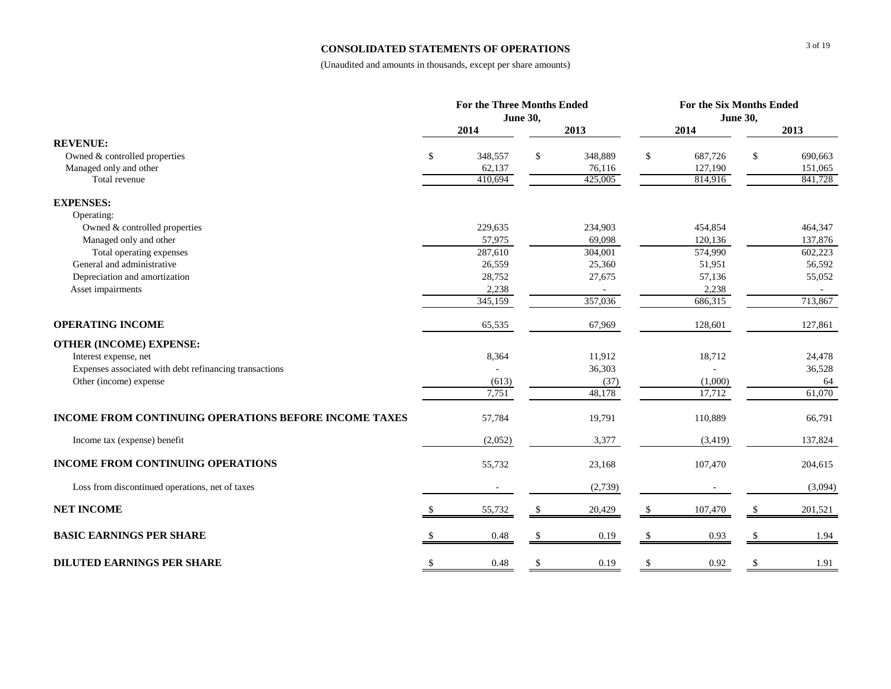# CONSOLIDATED STATEMENTS OF OPERATIONS

(Unaudited and amounts in thousands, except per share amounts)

| | For the Three Months Ended June 30, | | For the Six Months Ended June 30, | |
|---|---|---|---|---|
| | 2014 | 2013 | 2014 | 2013 |
| **REVENUE:** | | | | |
| Owned & controlled properties | $ 348,557 | $ 348,889 | $ 687,726 | $ 690,663 |
| Managed only and other | 62,137 | 76,116 | 127,190 | 151,065 |
| Total revenue | 410,694 | 425,005 | 814,916 | 841,728 |
| **EXPENSES:** | | | | |
| Operating: | | | | |
| Owned & controlled properties | 229,635 | 234,903 | 454,854 | 464,347 |
| Managed only and other | 57,975 | 69,098 | 120,136 | 137,876 |
| Total operating expenses | 287,610 | 304,001 | 574,990 | 602,223 |
| General and administrative | 26,559 | 25,360 | 51,951 | 56,592 |
| Depreciation and amortization | 28,752 | 27,675 | 57,136 | 55,052 |
| Asset impairments | 2,238 | - | 2,238 | - |
| | 345,159 | 357,036 | 686,315 | 713,867 |
| **OPERATING INCOME** | 65,535 | 67,969 | 128,601 | 127,861 |
| **OTHER (INCOME) EXPENSE:** | | | | |
| Interest expense, net | 8,364 | 11,912 | 18,712 | 24,478 |
| Expenses associated with debt refinancing transactions | - | 36,303 | - | 36,528 |
| Other (income) expense | (613) | (37) | (1,000) | 64 |
| | 7,751 | 48,178 | 17,712 | 61,070 |
| **INCOME FROM CONTINUING OPERATIONS BEFORE INCOME TAXES** | 57,784 | 19,791 | 110,889 | 66,791 |
| Income tax (expense) benefit | (2,052) | 3,377 | (3,419) | 137,824 |
| **INCOME FROM CONTINUING OPERATIONS** | 55,732 | 23,168 | 107,470 | 204,615 |
| Loss from discontinued operations, net of taxes | - | (2,739) | - | (3,094) |
| **NET INCOME** | $ 55,732 | $ 20,429 | $ 107,470 | $ 201,521 |
| **BASIC EARNINGS PER SHARE** | $ 0.48 | $ 0.19 | $ 0.93 | $ 1.94 |
| **DILUTED EARNINGS PER SHARE** | $ 0.48 | $ 0.19 | $ 0.92 | $ 1.91 |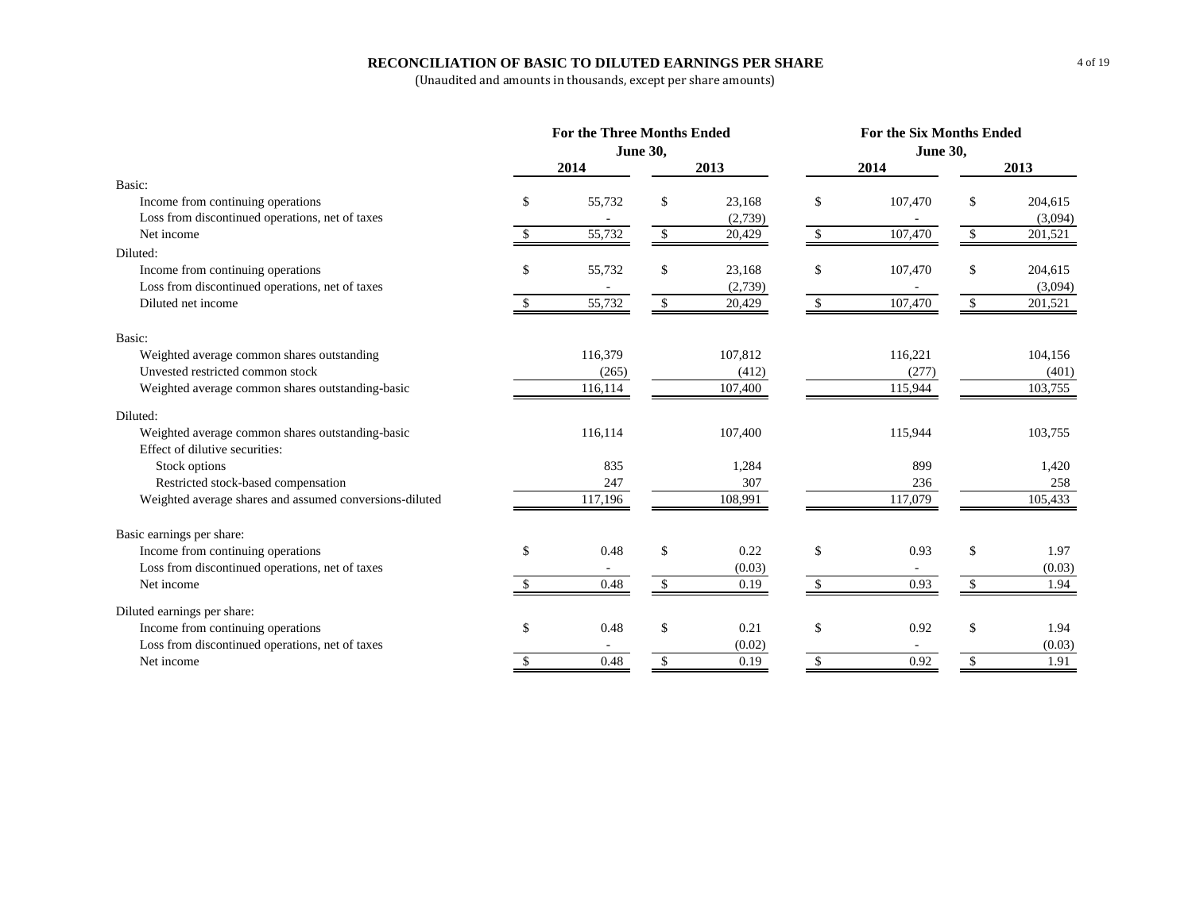## RECONCILIATION OF BASIC TO DILUTED EARNINGS PER SHARE

(Unaudited and amounts in thousands, except per share amounts)

| | For the Three Months Ended June 30, | | For the Six Months Ended June 30, | |
|---|---|---|---|---|
| | 2014 | 2013 | 2014 | 2013 |
| **Basic:** | | | | |
| Income from continuing operations | $ 55,732 | $ 23,168 | $ 107,470 | $ 204,615 |
| Loss from discontinued operations, net of taxes | - | (2,739) | - | (3,094) |
| Net income | $ 55,732 | $ 20,429 | $ 107,470 | $ 201,521 |
| **Diluted:** | | | | |
| Income from continuing operations | $ 55,732 | $ 23,168 | $ 107,470 | $ 204,615 |
| Loss from discontinued operations, net of taxes | - | (2,739) | - | (3,094) |
| Diluted net income | $ 55,732 | $ 20,429 | $ 107,470 | $ 201,521 |
| **Basic:** | | | | |
| Weighted average common shares outstanding | 116,379 | 107,812 | 116,221 | 104,156 |
| Unvested restricted common stock | (265) | (412) | (277) | (401) |
| Weighted average common shares outstanding-basic | 116,114 | 107,400 | 115,944 | 103,755 |
| **Diluted:** | | | | |
| Weighted average common shares outstanding-basic | 116,114 | 107,400 | 115,944 | 103,755 |
| Effect of dilutive securities: | | | | |
| Stock options | 835 | 1,284 | 899 | 1,420 |
| Restricted stock-based compensation | 247 | 307 | 236 | 258 |
| Weighted average shares and assumed conversions-diluted | 117,196 | 108,991 | 117,079 | 105,433 |
| **Basic earnings per share:** | | | | |
| Income from continuing operations | $ 0.48 | $ 0.22 | $ 0.93 | $ 1.97 |
| Loss from discontinued operations, net of taxes | - | (0.03) | - | (0.03) |
| Net income | $ 0.48 | $ 0.19 | $ 0.93 | $ 1.94 |
| **Diluted earnings per share:** | | | | |
| Income from continuing operations | $ 0.48 | $ 0.21 | $ 0.92 | $ 1.94 |
| Loss from discontinued operations, net of taxes | - | (0.02) | - | (0.03) |
| Net income | $ 0.48 | $ 0.19 | $ 0.92 | $ 1.91 |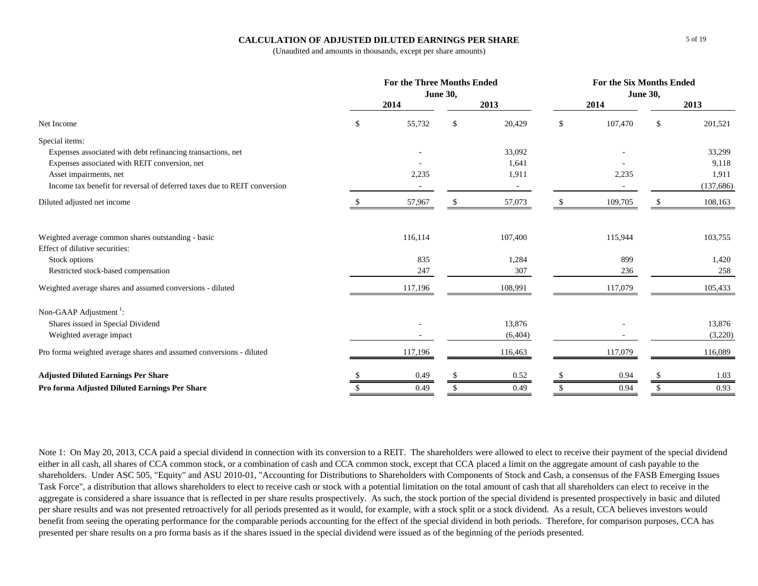# CALCULATION OF ADJUSTED DILUTED EARNINGS PER SHARE

(Unaudited and amounts in thousands, except per share amounts)

| | For the Three Months Ended June 30, | | For the Six Months Ended June 30, | |
|---|---|---|---|---|
| | 2014 | 2013 | 2014 | 2013 |
| Net Income | $ 55,732 | $ 20,429 | $ 107,470 | $ 201,521 |
| Special items: | | | | |
| Expenses associated with debt refinancing transactions, net | - | 33,092 | - | 33,299 |
| Expenses associated with REIT conversion, net | - | 1,641 | - | 9,118 |
| Asset impairments, net | 2,235 | 1,911 | 2,235 | 1,911 |
| Income tax benefit for reversal of deferred taxes due to REIT conversion | - | - | - | (137,686) |
| Diluted adjusted net income | $ 57,967 | $ 57,073 | $ 109,705 | $ 108,163 |
| | | | | |
| Weighted average common shares outstanding - basic | 116,114 | 107,400 | 115,944 | 103,755 |
| Effect of dilutive securities: | | | | |
| Stock options | 835 | 1,284 | 899 | 1,420 |
| Restricted stock-based compensation | 247 | 307 | 236 | 258 |
| Weighted average shares and assumed conversions - diluted | 117,196 | 108,991 | 117,079 | 105,433 |
| | | | | |
| Non-GAAP Adjustment [1]: | | | | |
| Shares issued in Special Dividend | - | 13,876 | - | 13,876 |
| Weighted average impact | - | (6,404) | - | (3,220) |
| Pro forma weighted average shares and assumed conversions - diluted | 117,196 | 116,463 | 117,079 | 116,089 |
| | | | | |
| **Adjusted Diluted Earnings Per Share** | $ 0.49 | $ 0.52 | $ 0.94 | $ 1.03 |
| **Pro forma Adjusted Diluted Earnings Per Share** | $ 0.49 | $ 0.49 | $ 0.94 | $ 0.93 |

Note 1: On May 20, 2013, CCA paid a special dividend in connection with its conversion to a REIT. The shareholders were allowed to elect to receive their payment of the special dividend either in all cash, all shares of CCA common stock, or a combination of cash and CCA common stock, except that CCA placed a limit on the aggregate amount of cash payable to the shareholders. Under ASC 505, "Equity" and ASU 2010-01, "Accounting for Distributions to Shareholders with Components of Stock and Cash, a consensus of the FASB Emerging Issues Task Force", a distribution that allows shareholders to elect to receive cash or stock with a potential limitation on the total amount of cash that all shareholders can elect to receive in the aggregate is considered a share issuance that is reflected in per share results prospectively. As such, the stock portion of the special dividend is presented prospectively in basic and diluted per share results and was not presented retroactively for all periods presented as it would, for example, with a stock split or a stock dividend. As a result, CCA believes investors would benefit from seeing the operating performance for the comparable periods accounting for the effect of the special dividend in both periods. Therefore, for comparison purposes, CCA has presented per share results on a pro forma basis as if the shares issued in the special dividend were issued as of the beginning of the periods presented.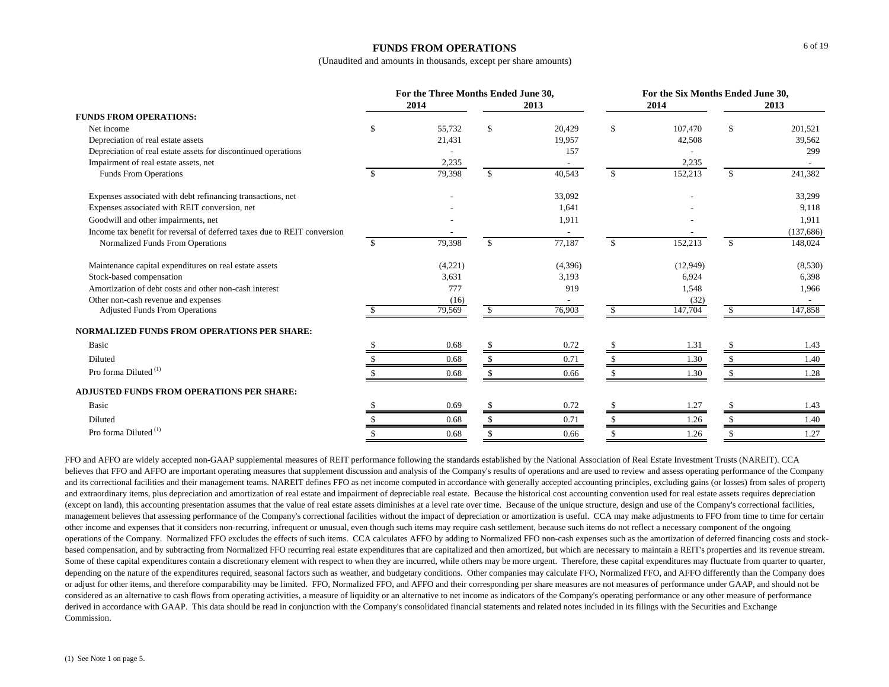# FUNDS FROM OPERATIONS

(Unaudited and amounts in thousands, except per share amounts)

| | For the Three Months Ended June 30, | | For the Six Months Ended June 30, | |
|---|---|---|---|---|
| | 2014 | 2013 | 2014 | 2013 |
| **FUNDS FROM OPERATIONS:** | | | | |
| Net income | $ 55,732 | $ 20,429 | $ 107,470 | $ 201,521 |
| Depreciation of real estate assets | 21,431 | 19,957 | 42,508 | 39,562 |
| Depreciation of real estate assets for discontinued operations | - | 157 | - | 299 |
| Impairment of real estate assets, net | 2,235 | - | 2,235 | - |
| Funds From Operations | $ 79,398 | $ 40,543 | $ 152,213 | $ 241,382 |
| Expenses associated with debt refinancing transactions, net | - | 33,092 | - | 33,299 |
| Expenses associated with REIT conversion, net | - | 1,641 | - | 9,118 |
| Goodwill and other impairments, net | - | 1,911 | - | 1,911 |
| Income tax benefit for reversal of deferred taxes due to REIT conversion | - | - | - | (137,686) |
| Normalized Funds From Operations | $ 79,398 | $ 77,187 | $ 152,213 | $ 148,024 |
| Maintenance capital expenditures on real estate assets | (4,221) | (4,396) | (12,949) | (8,530) |
| Stock-based compensation | 3,631 | 3,193 | 6,924 | 6,398 |
| Amortization of debt costs and other non-cash interest | 777 | 919 | 1,548 | 1,966 |
| Other non-cash revenue and expenses | (16) | - | (32) | - |
| Adjusted Funds From Operations | $ 79,569 | $ 76,903 | $ 147,704 | $ 147,858 |
| **NORMALIZED FUNDS FROM OPERATIONS PER SHARE:** | | | | |
| Basic | $ 0.68 | $ 0.72 | $ 1.31 | $ 1.43 |
| Diluted | $ 0.68 | $ 0.71 | $ 1.30 | $ 1.40 |
| Pro forma Diluted (1) | $ 0.68 | $ 0.66 | $ 1.30 | $ 1.28 |
| **ADJUSTED FUNDS FROM OPERATIONS PER SHARE:** | | | | |
| Basic | $ 0.69 | $ 0.72 | $ 1.27 | $ 1.43 |
| Diluted | $ 0.68 | $ 0.71 | $ 1.26 | $ 1.40 |
| Pro forma Diluted (1) | $ 0.68 | $ 0.66 | $ 1.26 | $ 1.27 |

FFO and AFFO are widely accepted non-GAAP supplemental measures of REIT performance following the standards established by the National Association of Real Estate Investment Trusts (NAREIT). CCA believes that FFO and AFFO are important operating measures that supplement discussion and analysis of the Company's results of operations and are used to review and assess operating performance of the Company and its correctional facilities and their management teams. NAREIT defines FFO as net income computed in accordance with generally accepted accounting principles, excluding gains (or losses) from sales of property and extraordinary items, plus depreciation and amortization of real estate and impairment of depreciable real estate. Because the historical cost accounting convention used for real estate assets requires depreciation (except on land), this accounting presentation assumes that the value of real estate assets diminishes at a level rate over time. Because of the unique structure, design and use of the Company's correctional facilities, management believes that assessing performance of the Company's correctional facilities without the impact of depreciation or amortization is useful. CCA may make adjustments to FFO from time to time for certain other income and expenses that it considers non-recurring, infrequent or unusual, even though such items may require cash settlement, because such items do not reflect a necessary component of the ongoing operations of the Company. Normalized FFO excludes the effects of such items. CCA calculates AFFO by adding to Normalized FFO non-cash expenses such as the amortization of deferred financing costs and stock-based compensation, and by subtracting from Normalized FFO recurring real estate expenditures that are capitalized and then amortized, but which are necessary to maintain a REIT's properties and its revenue stream. Some of these capital expenditures contain a discretionary element with respect to when they are incurred, while others may be more urgent. Therefore, these capital expenditures may fluctuate from quarter to quarter, depending on the nature of the expenditures required, seasonal factors such as weather, and budgetary conditions. Other companies may calculate FFO, Normalized FFO, and AFFO differently than the Company does or adjust for other items, and therefore comparability may be limited. FFO, Normalized FFO, and AFFO and their corresponding per share measures are not measures of performance under GAAP, and should not be considered as an alternative to cash flows from operating activities, a measure of liquidity or an alternative to net income as indicators of the Company's operating performance or any other measure of performance derived in accordance with GAAP. This data should be read in conjunction with the Company's consolidated financial statements and related notes included in its filings with the Securities and Exchange Commission.

(1) See Note 1 on page 5.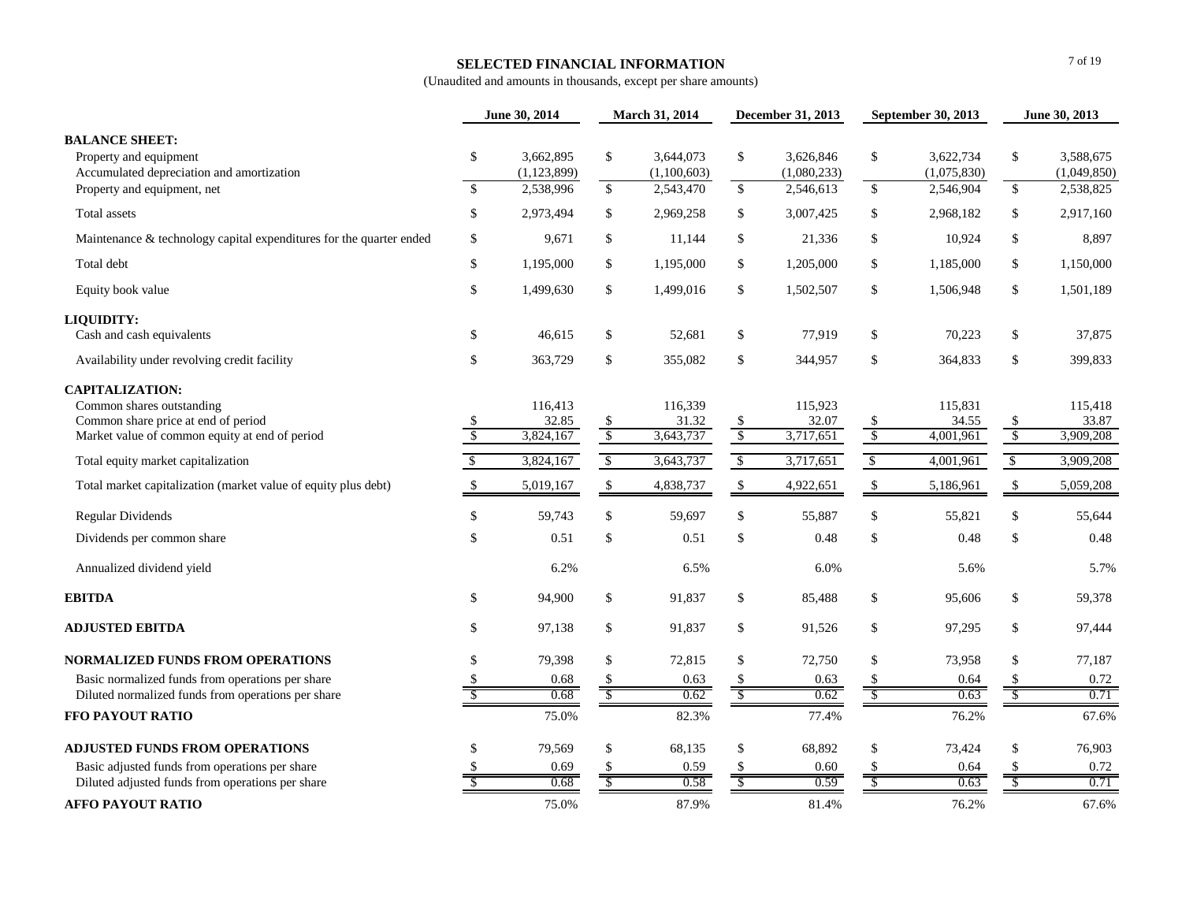# SELECTED FINANCIAL INFORMATION

(Unaudited and amounts in thousands, except per share amounts)

| | June 30, 2014 | March 31, 2014 | December 31, 2013 | September 30, 2013 | June 30, 2013 |
|---|---|---|---|---|---|
| **BALANCE SHEET:** | | | | | |
| Property and equipment | $ 3,662,895 | $ 3,644,073 | $ 3,626,846 | $ 3,622,734 | $ 3,588,675 |
| Accumulated depreciation and amortization | (1,123,899) | (1,100,603) | (1,080,233) | (1,075,830) | (1,049,850) |
| Property and equipment, net | $ 2,538,996 | $ 2,543,470 | $ 2,546,613 | $ 2,546,904 | $ 2,538,825 |
| Total assets | $ 2,973,494 | $ 2,969,258 | $ 3,007,425 | $ 2,968,182 | $ 2,917,160 |
| Maintenance & technology capital expenditures for the quarter ended | $ 9,671 | $ 11,144 | $ 21,336 | $ 10,924 | $ 8,897 |
| Total debt | $ 1,195,000 | $ 1,195,000 | $ 1,205,000 | $ 1,185,000 | $ 1,150,000 |
| Equity book value | $ 1,499,630 | $ 1,499,016 | $ 1,502,507 | $ 1,506,948 | $ 1,501,189 |
| **LIQUIDITY:** | | | | | |
| Cash and cash equivalents | $ 46,615 | $ 52,681 | $ 77,919 | $ 70,223 | $ 37,875 |
| Availability under revolving credit facility | $ 363,729 | $ 355,082 | $ 344,957 | $ 364,833 | $ 399,833 |
| **CAPITALIZATION:** | | | | | |
| Common shares outstanding | 116,413 | 116,339 | 115,923 | 115,831 | 115,418 |
| Common share price at end of period | $ 32.85 | $ 31.32 | $ 32.07 | $ 34.55 | $ 33.87 |
| Market value of common equity at end of period | $ 3,824,167 | $ 3,643,737 | $ 3,717,651 | $ 4,001,961 | $ 3,909,208 |
| Total equity market capitalization | $ 3,824,167 | $ 3,643,737 | $ 3,717,651 | $ 4,001,961 | $ 3,909,208 |
| Total market capitalization (market value of equity plus debt) | $ 5,019,167 | $ 4,838,737 | $ 4,922,651 | $ 5,186,961 | $ 5,059,208 |
| Regular Dividends | $ 59,743 | $ 59,697 | $ 55,887 | $ 55,821 | $ 55,644 |
| Dividends per common share | $ 0.51 | $ 0.51 | $ 0.48 | $ 0.48 | $ 0.48 |
| Annualized dividend yield | 6.2% | 6.5% | 6.0% | 5.6% | 5.7% |
| **EBITDA** | $ 94,900 | $ 91,837 | $ 85,488 | $ 95,606 | $ 59,378 |
| **ADJUSTED EBITDA** | $ 97,138 | $ 91,837 | $ 91,526 | $ 97,295 | $ 97,444 |
| **NORMALIZED FUNDS FROM OPERATIONS** | $ 79,398 | $ 72,815 | $ 72,750 | $ 73,958 | $ 77,187 |
| Basic normalized funds from operations per share | $ 0.68 | $ 0.63 | $ 0.63 | $ 0.64 | $ 0.72 |
| Diluted normalized funds from operations per share | $ 0.68 | $ 0.62 | $ 0.62 | $ 0.63 | $ 0.71 |
| **FFO PAYOUT RATIO** | 75.0% | 82.3% | 77.4% | 76.2% | 67.6% |
| **ADJUSTED FUNDS FROM OPERATIONS** | $ 79,569 | $ 68,135 | $ 68,892 | $ 73,424 | $ 76,903 |
| Basic adjusted funds from operations per share | $ 0.69 | $ 0.59 | $ 0.60 | $ 0.64 | $ 0.72 |
| Diluted adjusted funds from operations per share | $ 0.68 | $ 0.58 | $ 0.59 | $ 0.63 | $ 0.71 |
| **AFFO PAYOUT RATIO** | 75.0% | 87.9% | 81.4% | 76.2% | 67.6% |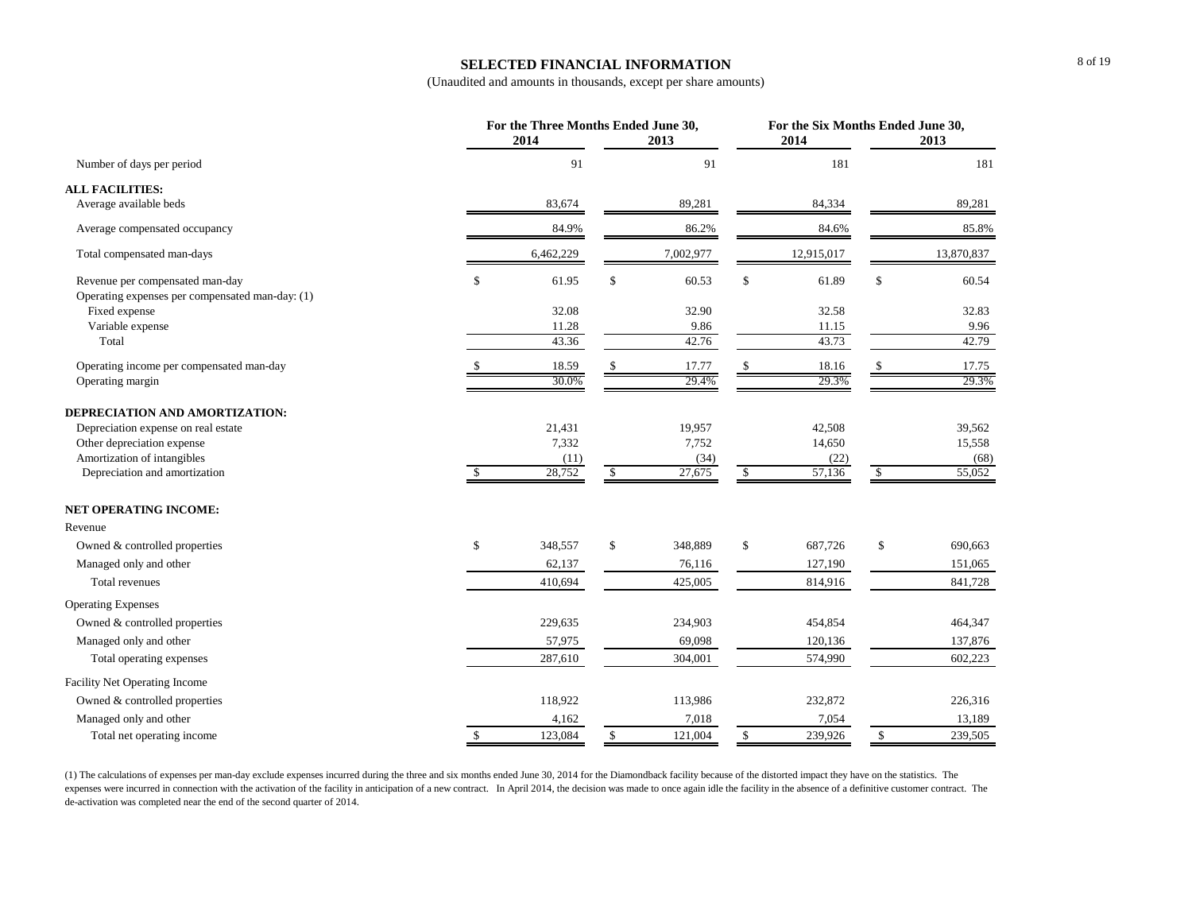# SELECTED FINANCIAL INFORMATION

(Unaudited and amounts in thousands, except per share amounts)

| | For the Three Months Ended June 30, | | For the Six Months Ended June 30, | |
|---|---|---|---|---|
| | 2014 | 2013 | 2014 | 2013 |
| Number of days per period | 91 | 91 | 181 | 181 |
| **ALL FACILITIES:** | | | | |
| Average available beds | 83,674 | 89,281 | 84,334 | 89,281 |
| Average compensated occupancy | 84.9% | 86.2% | 84.6% | 85.8% |
| Total compensated man-days | 6,462,229 | 7,002,977 | 12,915,017 | 13,870,837 |
| Revenue per compensated man-day | $ 61.95 | $ 60.53 | $ 61.89 | $ 60.54 |
| Operating expenses per compensated man-day: (1) | | | | |
| Fixed expense | 32.08 | 32.90 | 32.58 | 32.83 |
| Variable expense | 11.28 | 9.86 | 11.15 | 9.96 |
| Total | 43.36 | 42.76 | 43.73 | 42.79 |
| Operating income per compensated man-day | $ 18.59 | $ 17.77 | $ 18.16 | $ 17.75 |
| Operating margin | 30.0% | 29.4% | 29.3% | 29.3% |
| **DEPRECIATION AND AMORTIZATION:** | | | | |
| Depreciation expense on real estate | 21,431 | 19,957 | 42,508 | 39,562 |
| Other depreciation expense | 7,332 | 7,752 | 14,650 | 15,558 |
| Amortization of intangibles | (11) | (34) | (22) | (68) |
| Depreciation and amortization | $ 28,752 | $ 27,675 | $ 57,136 | $ 55,052 |
| **NET OPERATING INCOME:** | | | | |
| Revenue | | | | |
| Owned & controlled properties | $ 348,557 | $ 348,889 | $ 687,726 | $ 690,663 |
| Managed only and other | 62,137 | 76,116 | 127,190 | 151,065 |
| Total revenues | 410,694 | 425,005 | 814,916 | 841,728 |
| Operating Expenses | | | | |
| Owned & controlled properties | 229,635 | 234,903 | 454,854 | 464,347 |
| Managed only and other | 57,975 | 69,098 | 120,136 | 137,876 |
| Total operating expenses | 287,610 | 304,001 | 574,990 | 602,223 |
| Facility Net Operating Income | | | | |
| Owned & controlled properties | 118,922 | 113,986 | 232,872 | 226,316 |
| Managed only and other | 4,162 | 7,018 | 7,054 | 13,189 |
| Total net operating income | $ 123,084 | $ 121,004 | $ 239,926 | $ 239,505 |

(1) The calculations of expenses per man-day exclude expenses incurred during the three and six months ended June 30, 2014 for the Diamondback facility because of the distorted impact they have on the statistics. The expenses were incurred in connection with the activation of the facility in anticipation of a new contract. In April 2014, the decision was made to once again idle the facility in the absence of a definitive customer contract. The de-activation was completed near the end of the second quarter of 2014.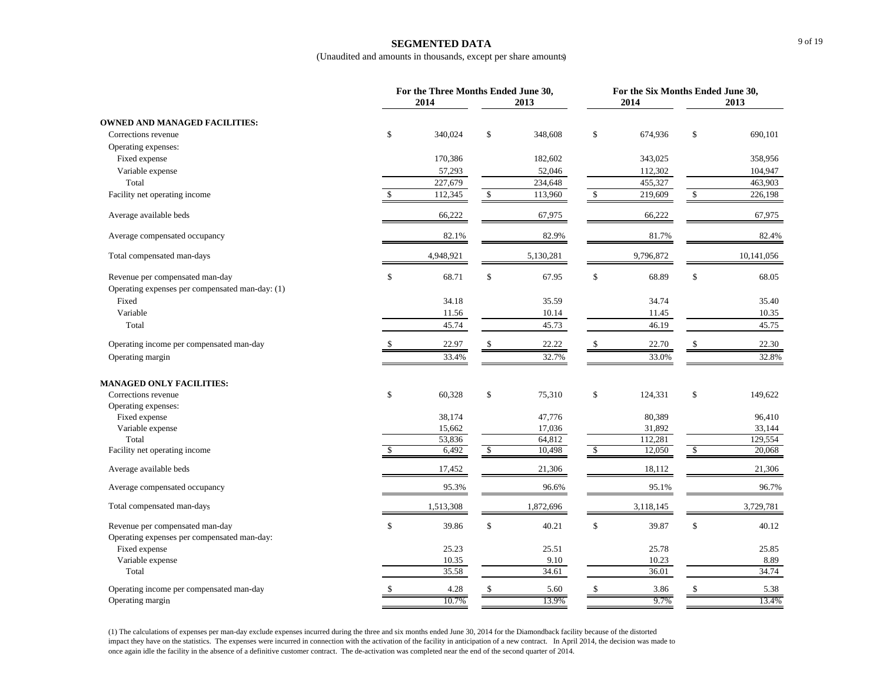# SEGMENTED DATA

(Unaudited and amounts in thousands, except per share amounts)

| | For the Three Months Ended June 30, | | For the Six Months Ended June 30, | |
|---|---|---|---|---|
| | 2014 | 2013 | 2014 | 2013 |
| **OWNED AND MANAGED FACILITIES:** | | | | |
| Corrections revenue | $ 340,024 | $ 348,608 | $ 674,936 | $ 690,101 |
| Operating expenses: | | | | |
| Fixed expense | 170,386 | 182,602 | 343,025 | 358,956 |
| Variable expense | 57,293 | 52,046 | 112,302 | 104,947 |
| Total | 227,679 | 234,648 | 455,327 | 463,903 |
| Facility net operating income | $ 112,345 | $ 113,960 | $ 219,609 | $ 226,198 |
| Average available beds | 66,222 | 67,975 | 66,222 | 67,975 |
| Average compensated occupancy | 82.1% | 82.9% | 81.7% | 82.4% |
| Total compensated man-days | 4,948,921 | 5,130,281 | 9,796,872 | 10,141,056 |
| Revenue per compensated man-day | $ 68.71 | $ 67.95 | $ 68.89 | $ 68.05 |
| Operating expenses per compensated man-day: (1) | | | | |
| Fixed | 34.18 | 35.59 | 34.74 | 35.40 |
| Variable | 11.56 | 10.14 | 11.45 | 10.35 |
| Total | 45.74 | 45.73 | 46.19 | 45.75 |
| Operating income per compensated man-day | $ 22.97 | $ 22.22 | $ 22.70 | $ 22.30 |
| Operating margin | 33.4% | 32.7% | 33.0% | 32.8% |
| **MANAGED ONLY FACILITIES:** | | | | |
| Corrections revenue | $ 60,328 | $ 75,310 | $ 124,331 | $ 149,622 |
| Operating expenses: | | | | |
| Fixed expense | 38,174 | 47,776 | 80,389 | 96,410 |
| Variable expense | 15,662 | 17,036 | 31,892 | 33,144 |
| Total | 53,836 | 64,812 | 112,281 | 129,554 |
| Facility net operating income | $ 6,492 | $ 10,498 | $ 12,050 | $ 20,068 |
| Average available beds | 17,452 | 21,306 | 18,112 | 21,306 |
| Average compensated occupancy | 95.3% | 96.6% | 95.1% | 96.7% |
| Total compensated man-days | 1,513,308 | 1,872,696 | 3,118,145 | 3,729,781 |
| Revenue per compensated man-day | $ 39.86 | $ 40.21 | $ 39.87 | $ 40.12 |
| Operating expenses per compensated man-day: | | | | |
| Fixed expense | 25.23 | 25.51 | 25.78 | 25.85 |
| Variable expense | 10.35 | 9.10 | 10.23 | 8.89 |
| Total | 35.58 | 34.61 | 36.01 | 34.74 |
| Operating income per compensated man-day | $ 4.28 | $ 5.60 | $ 3.86 | $ 5.38 |
| Operating margin | 10.7% | 13.9% | 9.7% | 13.4% |

(1) The calculations of expenses per man-day exclude expenses incurred during the three and six months ended June 30, 2014 for the Diamondback facility because of the distorted impact they have on the statistics. The expenses were incurred in connection with the activation of the facility in anticipation of a new contract. In April 2014, the decision was made to once again idle the facility in the absence of a definitive customer contract. The de-activation was completed near the end of the second quarter of 2014.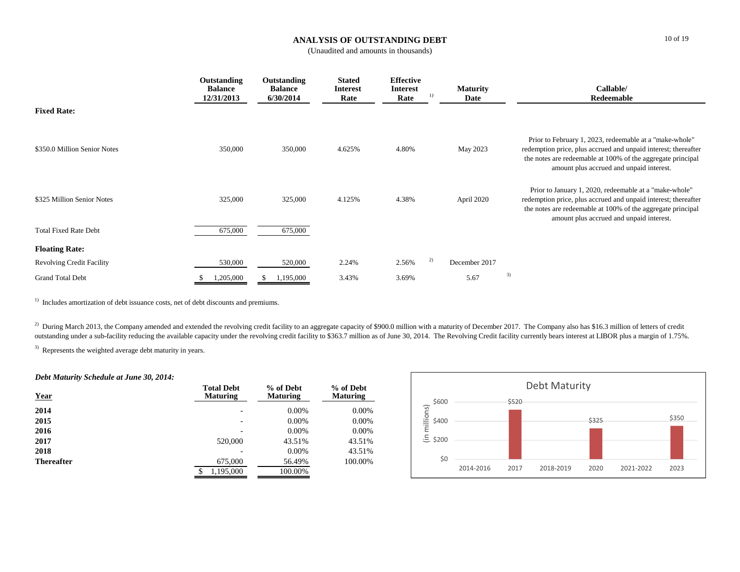# ANALYSIS OF OUTSTANDING DEBT

(Unaudited and amounts in thousands)

| | Outstanding Balance 12/31/2013 | Outstanding Balance 6/30/2014 | Stated Interest Rate | Effective Interest Rate [1] | Maturity Date | Callable/ Redeemable |
|---|---|---|---|---|---|---|
| **Fixed Rate:** | | | | | | |
| $350.0 Million Senior Notes | 350,000 | 350,000 | 4.625% | 4.80% | May 2023 | Prior to February 1, 2023, redeemable at a "make-whole" redemption price, plus accrued and unpaid interest; thereafter the notes are redeemable at 100% of the aggregate principal amount plus accrued and unpaid interest. |
| $325 Million Senior Notes | 325,000 | 325,000 | 4.125% | 4.38% | April 2020 | Prior to January 1, 2020, redeemable at a "make-whole" redemption price, plus accrued and unpaid interest; thereafter the notes are redeemable at 100% of the aggregate principal amount plus accrued and unpaid interest. |
| Total Fixed Rate Debt | 675,000 | 675,000 | | | | |
| **Floating Rate:** | | | | | | |
| Revolving Credit Facility | 530,000 | 520,000 | 2.24% | 2.56% [2] | December 2017 | |
| Grand Total Debt | $ 1,205,000 | $ 1,195,000 | 3.43% | 3.69% | 5.67 [3] | |

[1] Includes amortization of debt issuance costs, net of debt discounts and premiums.

[2] During March 2013, the Company amended and extended the revolving credit facility to an aggregate capacity of $900.0 million with a maturity of December 2017. The Company also has $16.3 million of letters of credit outstanding under a sub-facility reducing the available capacity under the revolving credit facility to $363.7 million as of June 30, 2014. The Revolving Credit facility currently bears interest at LIBOR plus a margin of 1.75%.

[3] Represents the weighted average debt maturity in years.

***Debt Maturity Schedule at June 30, 2014:***

| Year | Total Debt Maturing | % of Debt Maturing | % of Debt Maturing |
|---|---|---|---|
| **2014** | - | 0.00% | 0.00% |
| **2015** | - | 0.00% | 0.00% |
| **2016** | - | 0.00% | 0.00% |
| **2017** | 520,000 | 43.51% | 43.51% |
| **2018** | - | 0.00% | 43.51% |
| **Thereafter** | 675,000 | 56.49% | 100.00% |
| | $ 1,195,000 | 100.00% | |

Debt Maturity

| (in millions) | 2014-2016 | 2017 | 2018-2019 | 2020 | 2021-2022 | 2023 |
|---|---|---|---|---|---|---|
| | | $520 | | $325 | | $350 |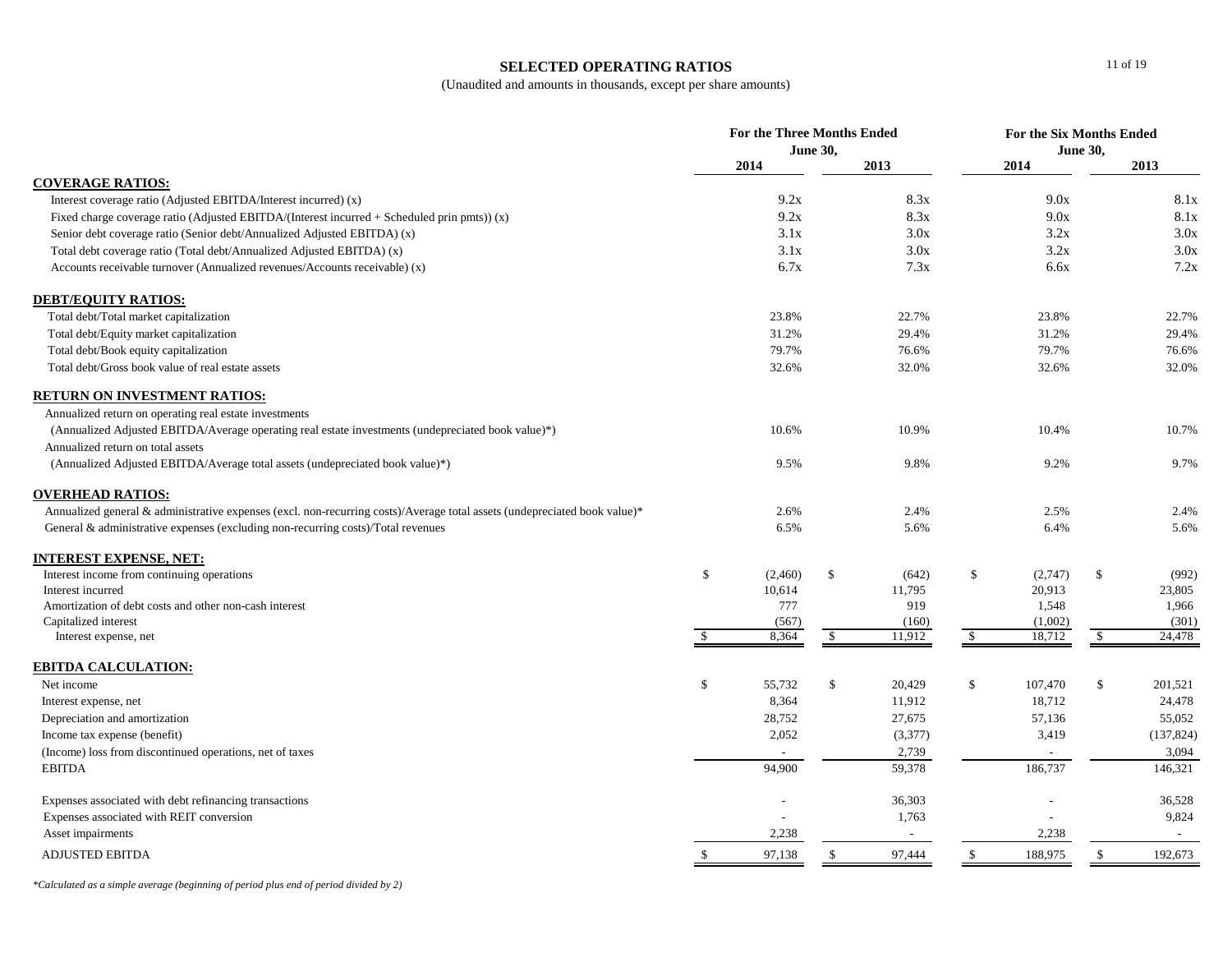## SELECTED OPERATING RATIOS

(Unaudited and amounts in thousands, except per share amounts)

| | For the Three Months Ended June 30, | | For the Six Months Ended June 30, | |
|---|---|---|---|---|
| | 2014 | 2013 | 2014 | 2013 |
| **COVERAGE RATIOS:** | | | | |
| Interest coverage ratio (Adjusted EBITDA/Interest incurred) (x) | 9.2x | 8.3x | 9.0x | 8.1x |
| Fixed charge coverage ratio (Adjusted EBITDA/(Interest incurred + Scheduled prin pmts)) (x) | 9.2x | 8.3x | 9.0x | 8.1x |
| Senior debt coverage ratio (Senior debt/Annualized Adjusted EBITDA) (x) | 3.1x | 3.0x | 3.2x | 3.0x |
| Total debt coverage ratio (Total debt/Annualized Adjusted EBITDA) (x) | 3.1x | 3.0x | 3.2x | 3.0x |
| Accounts receivable turnover (Annualized revenues/Accounts receivable) (x) | 6.7x | 7.3x | 6.6x | 7.2x |
| **DEBT/EQUITY RATIOS:** | | | | |
| Total debt/Total market capitalization | 23.8% | 22.7% | 23.8% | 22.7% |
| Total debt/Equity market capitalization | 31.2% | 29.4% | 31.2% | 29.4% |
| Total debt/Book equity capitalization | 79.7% | 76.6% | 79.7% | 76.6% |
| Total debt/Gross book value of real estate assets | 32.6% | 32.0% | 32.6% | 32.0% |
| **RETURN ON INVESTMENT RATIOS:** | | | | |
| Annualized return on operating real estate investments (Annualized Adjusted EBITDA/Average operating real estate investments (undepreciated book value)*) | 10.6% | 10.9% | 10.4% | 10.7% |
| Annualized return on total assets (Annualized Adjusted EBITDA/Average total assets (undepreciated book value)*) | 9.5% | 9.8% | 9.2% | 9.7% |
| **OVERHEAD RATIOS:** | | | | |
| Annualized general & administrative expenses (excl. non-recurring costs)/Average total assets (undepreciated book value)* | 2.6% | 2.4% | 2.5% | 2.4% |
| General & administrative expenses (excluding non-recurring costs)/Total revenues | 6.5% | 5.6% | 6.4% | 5.6% |
| **INTEREST EXPENSE, NET:** | | | | |
| Interest income from continuing operations | $ (2,460) | $ (642) | $ (2,747) | $ (992) |
| Interest incurred | 10,614 | 11,795 | 20,913 | 23,805 |
| Amortization of debt costs and other non-cash interest | 777 | 919 | 1,548 | 1,966 |
| Capitalized interest | (567) | (160) | (1,002) | (301) |
| Interest expense, net | $ 8,364 | $ 11,912 | $ 18,712 | $ 24,478 |
| **EBITDA CALCULATION:** | | | | |
| Net income | $ 55,732 | $ 20,429 | $ 107,470 | $ 201,521 |
| Interest expense, net | 8,364 | 11,912 | 18,712 | 24,478 |
| Depreciation and amortization | 28,752 | 27,675 | 57,136 | 55,052 |
| Income tax expense (benefit) | 2,052 | (3,377) | 3,419 | (137,824) |
| (Income) loss from discontinued operations, net of taxes | - | 2,739 | - | 3,094 |
| EBITDA | 94,900 | 59,378 | 186,737 | 146,321 |
| Expenses associated with debt refinancing transactions | - | 36,303 | - | 36,528 |
| Expenses associated with REIT conversion | - | 1,763 | - | 9,824 |
| Asset impairments | 2,238 | - | 2,238 | - |
| ADJUSTED EBITDA | $ 97,138 | $ 97,444 | $ 188,975 | $ 192,673 |

*Calculated as a simple average (beginning of period plus end of period divided by 2)*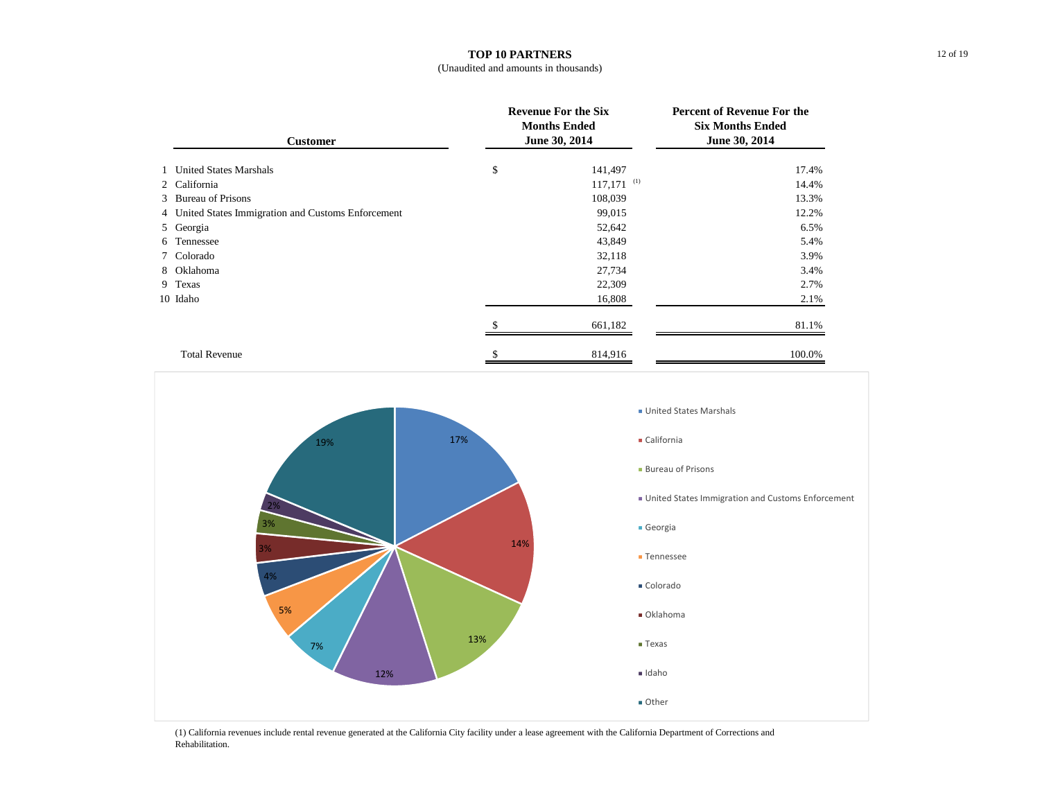# TOP 10 PARTNERS

(Unaudited and amounts in thousands)

| | Customer | | Revenue For the Six Months Ended June 30, 2014 | Percent of Revenue For the Six Months Ended June 30, 2014 |
|---|---|---|---|---|
| 1 | United States Marshals | $ | 141,497 | 17.4% |
| 2 | California | | 117,171 (1) | 14.4% |
| 3 | Bureau of Prisons | | 108,039 | 13.3% |
| 4 | United States Immigration and Customs Enforcement | | 99,015 | 12.2% |
| 5 | Georgia | | 52,642 | 6.5% |
| 6 | Tennessee | | 43,849 | 5.4% |
| 7 | Colorado | | 32,118 | 3.9% |
| 8 | Oklahoma | | 27,734 | 3.4% |
| 9 | Texas | | 22,309 | 2.7% |
| 10 | Idaho | | 16,808 | 2.1% |
| | | $ | 661,182 | 81.1% |
| | Total Revenue | $ | 814,916 | 100.0% |

| Customer | Share |
|---|---|
| United States Marshals | 17% |
| California | 14% |
| Bureau of Prisons | 13% |
| United States Immigration and Customs Enforcement | 12% |
| Georgia | 7% |
| Tennessee | 5% |
| Colorado | 4% |
| Oklahoma | 3% |
| Texas | 3% |
| Idaho | 2% |
| Other | 19% |

(1) California revenues include rental revenue generated at the California City facility under a lease agreement with the California Department of Corrections and Rehabilitation.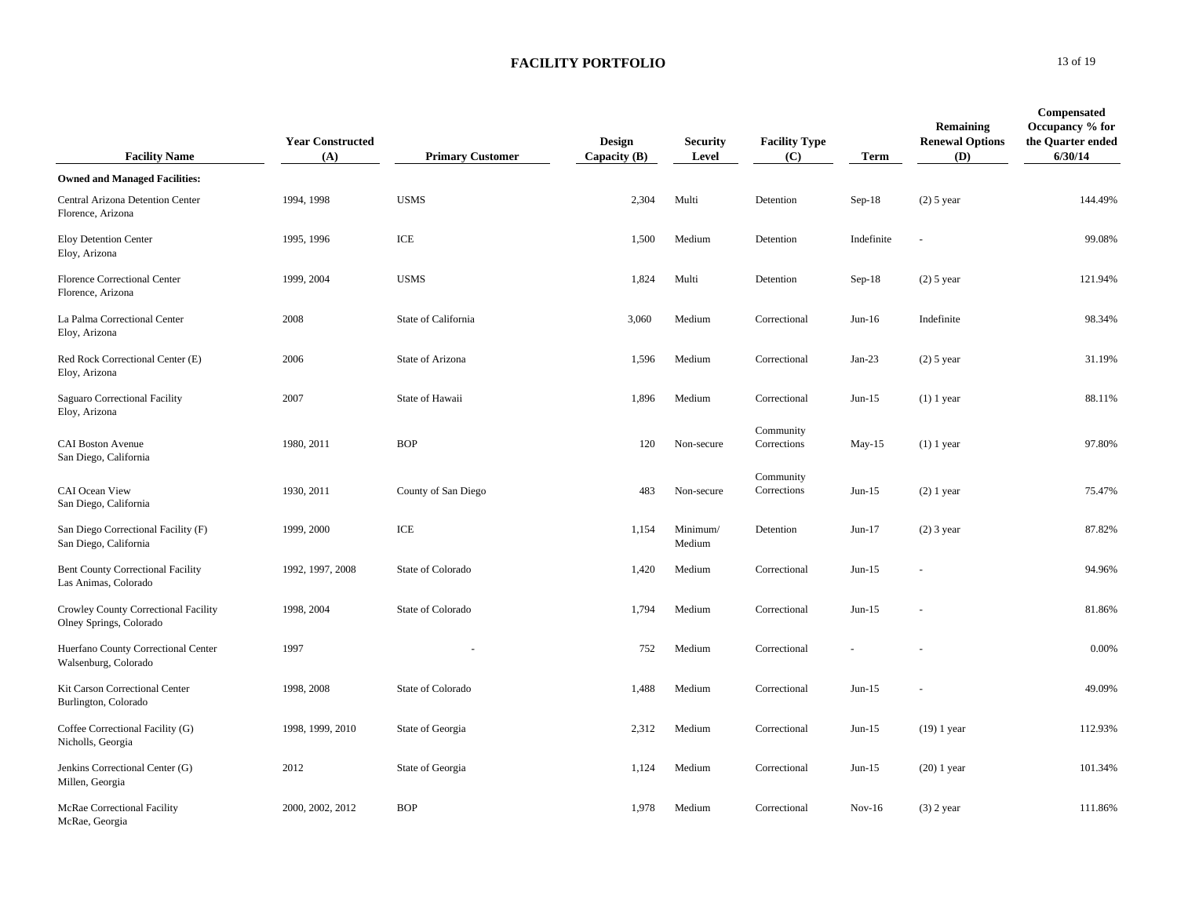# FACILITY PORTFOLIO

| Facility Name | Year Constructed (A) | Primary Customer | Design Capacity (B) | Security Level | Facility Type (C) | Term | Remaining Renewal Options (D) | Compensated Occupancy % for the Quarter ended 6/30/14 |
|---|---|---|---|---|---|---|---|---|
| **Owned and Managed Facilities:** | | | | | | | | |
| Central Arizona Detention Center Florence, Arizona | 1994, 1998 | USMS | 2,304 | Multi | Detention | Sep-18 | (2) 5 year | 144.49% |
| Eloy Detention Center Eloy, Arizona | 1995, 1996 | ICE | 1,500 | Medium | Detention | Indefinite | - | 99.08% |
| Florence Correctional Center Florence, Arizona | 1999, 2004 | USMS | 1,824 | Multi | Detention | Sep-18 | (2) 5 year | 121.94% |
| La Palma Correctional Center Eloy, Arizona | 2008 | State of California | 3,060 | Medium | Correctional | Jun-16 | Indefinite | 98.34% |
| Red Rock Correctional Center (E) Eloy, Arizona | 2006 | State of Arizona | 1,596 | Medium | Correctional | Jan-23 | (2) 5 year | 31.19% |
| Saguaro Correctional Facility Eloy, Arizona | 2007 | State of Hawaii | 1,896 | Medium | Correctional | Jun-15 | (1) 1 year | 88.11% |
| CAI Boston Avenue San Diego, California | 1980, 2011 | BOP | 120 | Non-secure | Community Corrections | May-15 | (1) 1 year | 97.80% |
| CAI Ocean View San Diego, California | 1930, 2011 | County of San Diego | 483 | Non-secure | Community Corrections | Jun-15 | (2) 1 year | 75.47% |
| San Diego Correctional Facility (F) San Diego, California | 1999, 2000 | ICE | 1,154 | Minimum/ Medium | Detention | Jun-17 | (2) 3 year | 87.82% |
| Bent County Correctional Facility Las Animas, Colorado | 1992, 1997, 2008 | State of Colorado | 1,420 | Medium | Correctional | Jun-15 | - | 94.96% |
| Crowley County Correctional Facility Olney Springs, Colorado | 1998, 2004 | State of Colorado | 1,794 | Medium | Correctional | Jun-15 | - | 81.86% |
| Huerfano County Correctional Center Walsenburg, Colorado | 1997 | - | 752 | Medium | Correctional | - | - | 0.00% |
| Kit Carson Correctional Center Burlington, Colorado | 1998, 2008 | State of Colorado | 1,488 | Medium | Correctional | Jun-15 | - | 49.09% |
| Coffee Correctional Facility (G) Nicholls, Georgia | 1998, 1999, 2010 | State of Georgia | 2,312 | Medium | Correctional | Jun-15 | (19) 1 year | 112.93% |
| Jenkins Correctional Center (G) Millen, Georgia | 2012 | State of Georgia | 1,124 | Medium | Correctional | Jun-15 | (20) 1 year | 101.34% |
| McRae Correctional Facility McRae, Georgia | 2000, 2002, 2012 | BOP | 1,978 | Medium | Correctional | Nov-16 | (3) 2 year | 111.86% |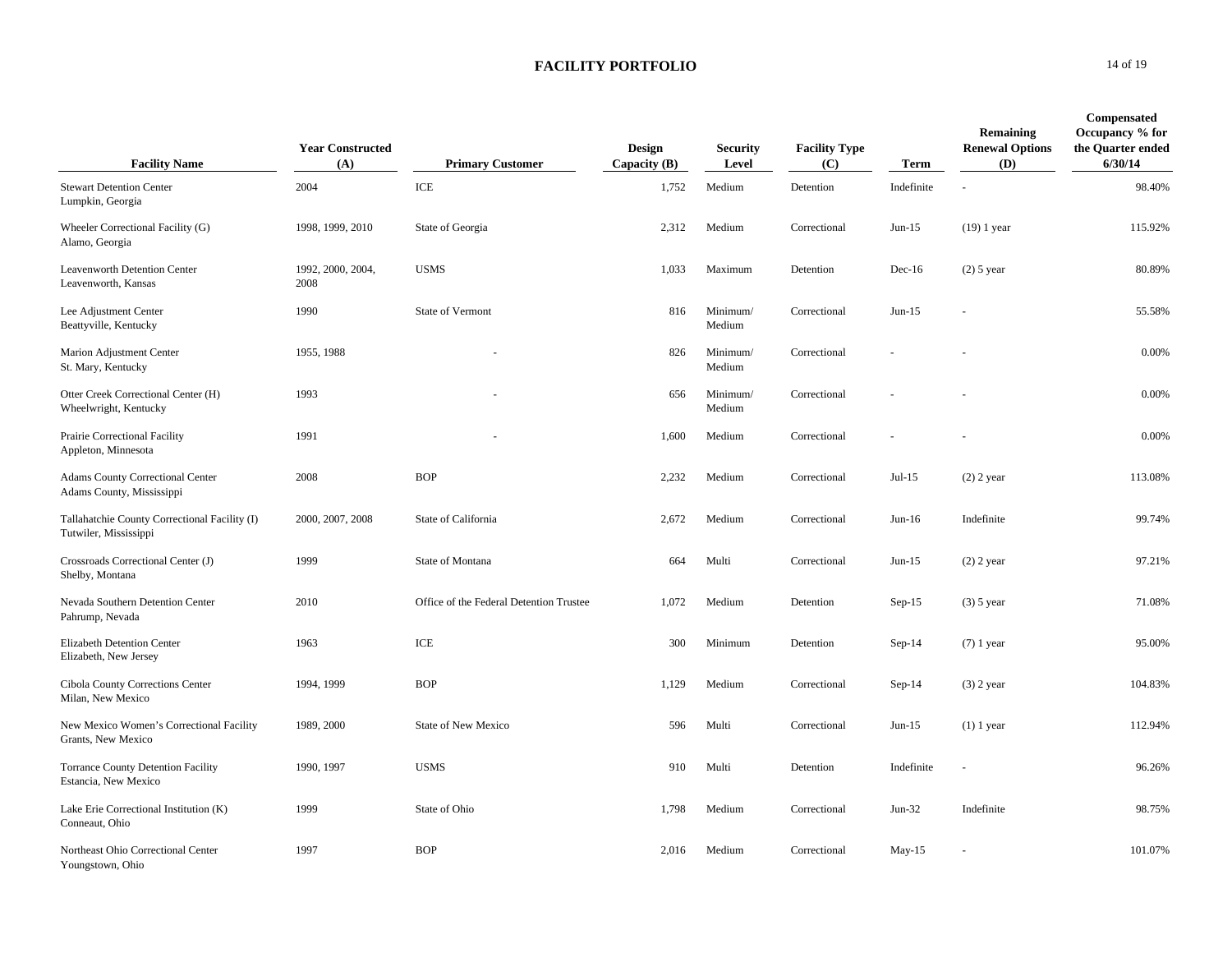# FACILITY PORTFOLIO

| Facility Name | Year Constructed (A) | Primary Customer | Design Capacity (B) | Security Level | Facility Type (C) | Term | Remaining Renewal Options (D) | Compensated Occupancy % for the Quarter ended 6/30/14 |
|---|---|---|---|---|---|---|---|---|
| Stewart Detention Center<br>Lumpkin, Georgia | 2004 | ICE | 1,752 | Medium | Detention | Indefinite | - | 98.40% |
| Wheeler Correctional Facility (G)<br>Alamo, Georgia | 1998, 1999, 2010 | State of Georgia | 2,312 | Medium | Correctional | Jun-15 | (19) 1 year | 115.92% |
| Leavenworth Detention Center<br>Leavenworth, Kansas | 1992, 2000, 2004, 2008 | USMS | 1,033 | Maximum | Detention | Dec-16 | (2) 5 year | 80.89% |
| Lee Adjustment Center<br>Beattyville, Kentucky | 1990 | State of Vermont | 816 | Minimum/ Medium | Correctional | Jun-15 | - | 55.58% |
| Marion Adjustment Center<br>St. Mary, Kentucky | 1955, 1988 | - | 826 | Minimum/ Medium | Correctional | - | - | 0.00% |
| Otter Creek Correctional Center (H)<br>Wheelwright, Kentucky | 1993 | - | 656 | Minimum/ Medium | Correctional | - | - | 0.00% |
| Prairie Correctional Facility<br>Appleton, Minnesota | 1991 | - | 1,600 | Medium | Correctional | - | - | 0.00% |
| Adams County Correctional Center<br>Adams County, Mississippi | 2008 | BOP | 2,232 | Medium | Correctional | Jul-15 | (2) 2 year | 113.08% |
| Tallahatchie County Correctional Facility (I)<br>Tutwiler, Mississippi | 2000, 2007, 2008 | State of California | 2,672 | Medium | Correctional | Jun-16 | Indefinite | 99.74% |
| Crossroads Correctional Center (J)<br>Shelby, Montana | 1999 | State of Montana | 664 | Multi | Correctional | Jun-15 | (2) 2 year | 97.21% |
| Nevada Southern Detention Center<br>Pahrump, Nevada | 2010 | Office of the Federal Detention Trustee | 1,072 | Medium | Detention | Sep-15 | (3) 5 year | 71.08% |
| Elizabeth Detention Center<br>Elizabeth, New Jersey | 1963 | ICE | 300 | Minimum | Detention | Sep-14 | (7) 1 year | 95.00% |
| Cibola County Corrections Center<br>Milan, New Mexico | 1994, 1999 | BOP | 1,129 | Medium | Correctional | Sep-14 | (3) 2 year | 104.83% |
| New Mexico Women's Correctional Facility<br>Grants, New Mexico | 1989, 2000 | State of New Mexico | 596 | Multi | Correctional | Jun-15 | (1) 1 year | 112.94% |
| Torrance County Detention Facility<br>Estancia, New Mexico | 1990, 1997 | USMS | 910 | Multi | Detention | Indefinite | - | 96.26% |
| Lake Erie Correctional Institution (K)<br>Conneaut, Ohio | 1999 | State of Ohio | 1,798 | Medium | Correctional | Jun-32 | Indefinite | 98.75% |
| Northeast Ohio Correctional Center<br>Youngstown, Ohio | 1997 | BOP | 2,016 | Medium | Correctional | May-15 | - | 101.07% |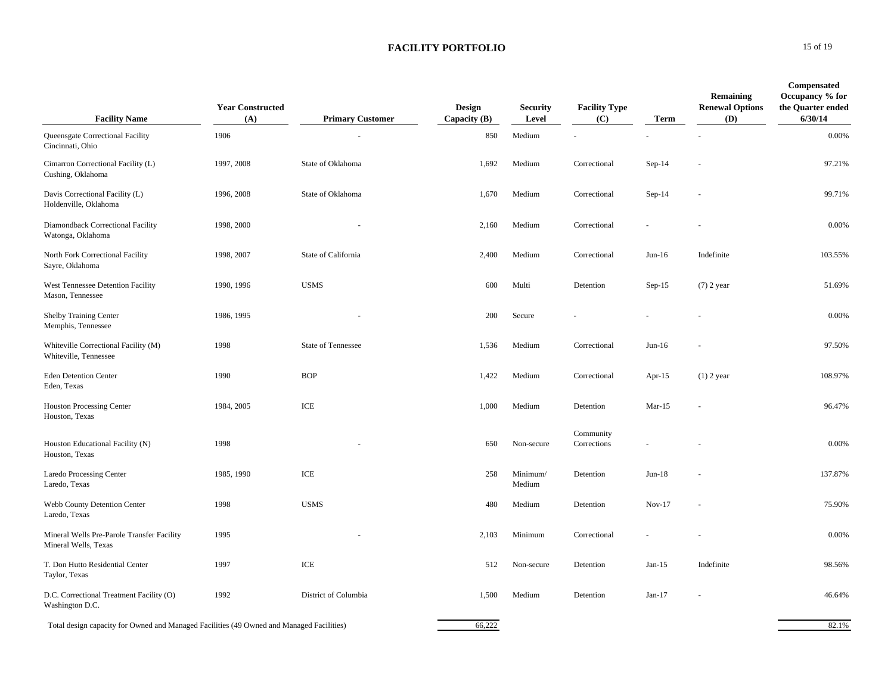# FACILITY PORTFOLIO

| Facility Name | Year Constructed (A) | Primary Customer | Design Capacity (B) | Security Level | Facility Type (C) | Term | Remaining Renewal Options (D) | Compensated Occupancy % for the Quarter ended 6/30/14 |
|---|---|---|---|---|---|---|---|---|
| Queensgate Correctional Facility<br>Cincinnati, Ohio | 1906 | - | 850 | Medium | - | - | - | 0.00% |
| Cimarron Correctional Facility (L)<br>Cushing, Oklahoma | 1997, 2008 | State of Oklahoma | 1,692 | Medium | Correctional | Sep-14 | - | 97.21% |
| Davis Correctional Facility (L)<br>Holdenville, Oklahoma | 1996, 2008 | State of Oklahoma | 1,670 | Medium | Correctional | Sep-14 | - | 99.71% |
| Diamondback Correctional Facility<br>Watonga, Oklahoma | 1998, 2000 | - | 2,160 | Medium | Correctional | - | - | 0.00% |
| North Fork Correctional Facility<br>Sayre, Oklahoma | 1998, 2007 | State of California | 2,400 | Medium | Correctional | Jun-16 | Indefinite | 103.55% |
| West Tennessee Detention Facility<br>Mason, Tennessee | 1990, 1996 | USMS | 600 | Multi | Detention | Sep-15 | (7) 2 year | 51.69% |
| Shelby Training Center<br>Memphis, Tennessee | 1986, 1995 | - | 200 | Secure | - | - | - | 0.00% |
| Whiteville Correctional Facility (M)<br>Whiteville, Tennessee | 1998 | State of Tennessee | 1,536 | Medium | Correctional | Jun-16 | - | 97.50% |
| Eden Detention Center<br>Eden, Texas | 1990 | BOP | 1,422 | Medium | Correctional | Apr-15 | (1) 2 year | 108.97% |
| Houston Processing Center<br>Houston, Texas | 1984, 2005 | ICE | 1,000 | Medium | Detention | Mar-15 | - | 96.47% |
| Houston Educational Facility (N)<br>Houston, Texas | 1998 | - | 650 | Non-secure | Community Corrections | - | - | 0.00% |
| Laredo Processing Center<br>Laredo, Texas | 1985, 1990 | ICE | 258 | Minimum/ Medium | Detention | Jun-18 | - | 137.87% |
| Webb County Detention Center<br>Laredo, Texas | 1998 | USMS | 480 | Medium | Detention | Nov-17 | - | 75.90% |
| Mineral Wells Pre-Parole Transfer Facility<br>Mineral Wells, Texas | 1995 | - | 2,103 | Minimum | Correctional | - | - | 0.00% |
| T. Don Hutto Residential Center<br>Taylor, Texas | 1997 | ICE | 512 | Non-secure | Detention | Jan-15 | Indefinite | 98.56% |
| D.C. Correctional Treatment Facility (O)<br>Washington D.C. | 1992 | District of Columbia | 1,500 | Medium | Detention | Jan-17 | - | 46.64% |
| Total design capacity for Owned and Managed Facilities (49 Owned and Managed Facilities) | | | 66,222 | | | | | 82.1% |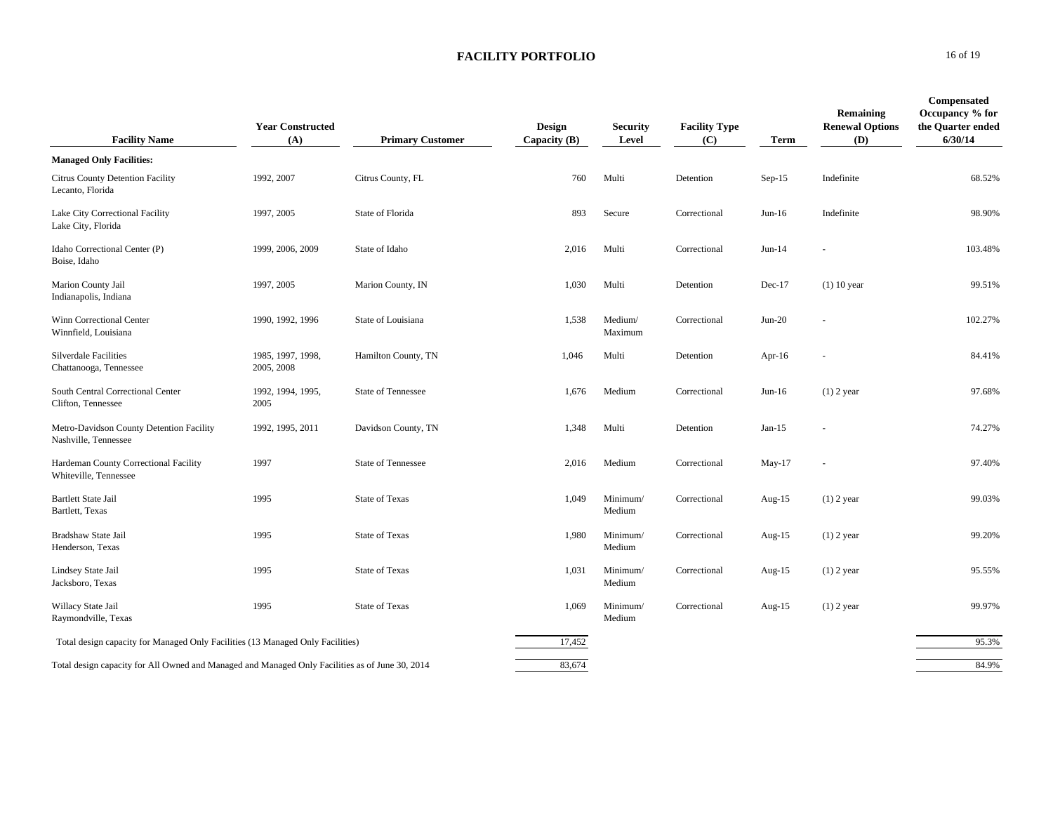## FACILITY PORTFOLIO

| Facility Name | Year Constructed (A) | Primary Customer | Design Capacity (B) | Security Level | Facility Type (C) | Term | Remaining Renewal Options (D) | Compensated Occupancy % for the Quarter ended 6/30/14 |
|---|---|---|---|---|---|---|---|---|
| **Managed Only Facilities:** | | | | | | | | |
| Citrus County Detention Facility<br>Lecanto, Florida | 1992, 2007 | Citrus County, FL | 760 | Multi | Detention | Sep-15 | Indefinite | 68.52% |
| Lake City Correctional Facility<br>Lake City, Florida | 1997, 2005 | State of Florida | 893 | Secure | Correctional | Jun-16 | Indefinite | 98.90% |
| Idaho Correctional Center (P)<br>Boise, Idaho | 1999, 2006, 2009 | State of Idaho | 2,016 | Multi | Correctional | Jun-14 | - | 103.48% |
| Marion County Jail<br>Indianapolis, Indiana | 1997, 2005 | Marion County, IN | 1,030 | Multi | Detention | Dec-17 | (1) 10 year | 99.51% |
| Winn Correctional Center<br>Winnfield, Louisiana | 1990, 1992, 1996 | State of Louisiana | 1,538 | Medium/ Maximum | Correctional | Jun-20 | - | 102.27% |
| Silverdale Facilities<br>Chattanooga, Tennessee | 1985, 1997, 1998, 2005, 2008 | Hamilton County, TN | 1,046 | Multi | Detention | Apr-16 | - | 84.41% |
| South Central Correctional Center<br>Clifton, Tennessee | 1992, 1994, 1995, 2005 | State of Tennessee | 1,676 | Medium | Correctional | Jun-16 | (1) 2 year | 97.68% |
| Metro-Davidson County Detention Facility<br>Nashville, Tennessee | 1992, 1995, 2011 | Davidson County, TN | 1,348 | Multi | Detention | Jan-15 | - | 74.27% |
| Hardeman County Correctional Facility<br>Whiteville, Tennessee | 1997 | State of Tennessee | 2,016 | Medium | Correctional | May-17 | - | 97.40% |
| Bartlett State Jail<br>Bartlett, Texas | 1995 | State of Texas | 1,049 | Minimum/ Medium | Correctional | Aug-15 | (1) 2 year | 99.03% |
| Bradshaw State Jail<br>Henderson, Texas | 1995 | State of Texas | 1,980 | Minimum/ Medium | Correctional | Aug-15 | (1) 2 year | 99.20% |
| Lindsey State Jail<br>Jacksboro, Texas | 1995 | State of Texas | 1,031 | Minimum/ Medium | Correctional | Aug-15 | (1) 2 year | 95.55% |
| Willacy State Jail<br>Raymondville, Texas | 1995 | State of Texas | 1,069 | Minimum/ Medium | Correctional | Aug-15 | (1) 2 year | 99.97% |
| Total design capacity for Managed Only Facilities (13 Managed Only Facilities) | | | 17,452 | | | | | 95.3% |
| Total design capacity for All Owned and Managed and Managed Only Facilities as of June 30, 2014 | | | 83,674 | | | | | 84.9% |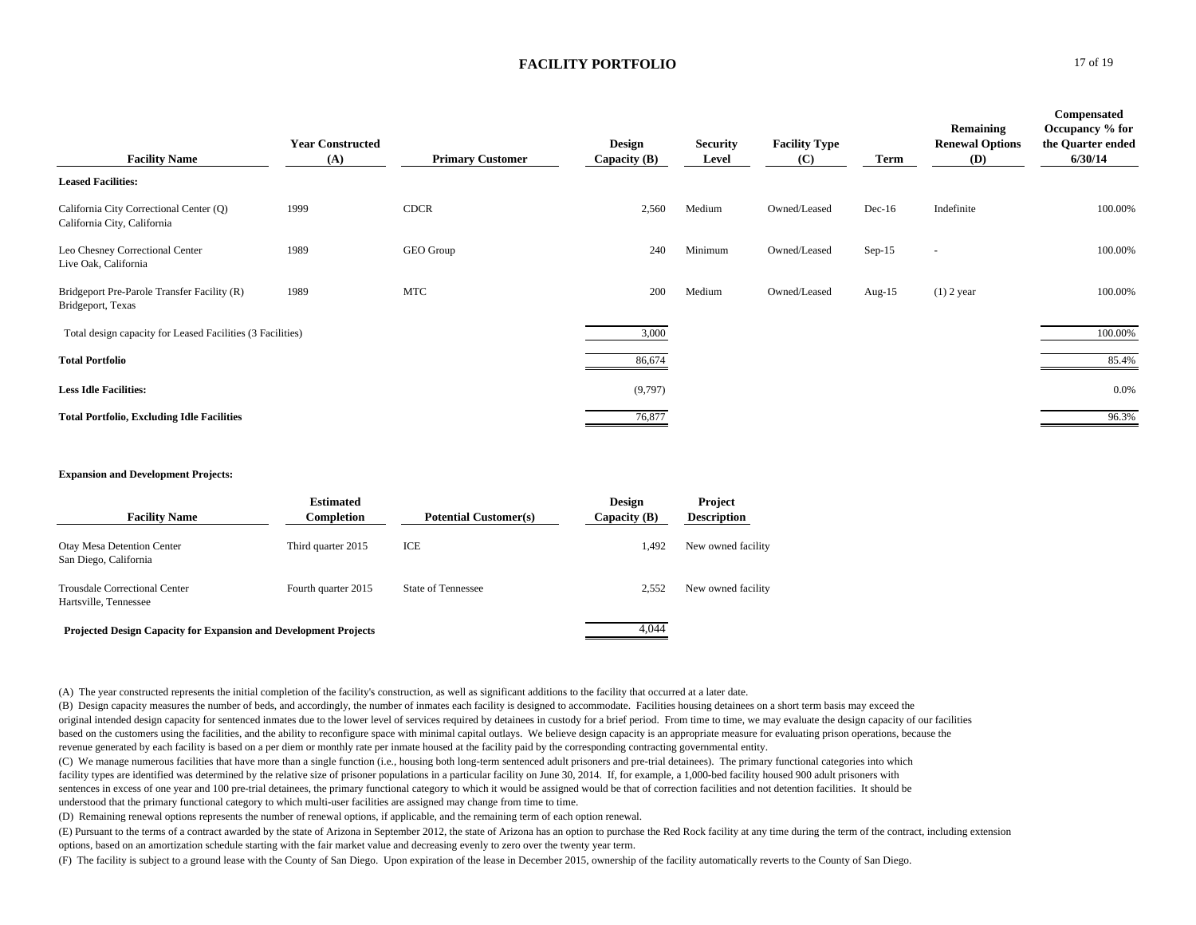## FACILITY PORTFOLIO

| Facility Name | Year Constructed (A) | Primary Customer | Design Capacity (B) | Security Level | Facility Type (C) | Term | Remaining Renewal Options (D) | Compensated Occupancy % for the Quarter ended 6/30/14 |
|---|---|---|---|---|---|---|---|---|
| **Leased Facilities:** | | | | | | | | |
| California City Correctional Center (Q) California City, California | 1999 | CDCR | 2,560 | Medium | Owned/Leased | Dec-16 | Indefinite | 100.00% |
| Leo Chesney Correctional Center Live Oak, California | 1989 | GEO Group | 240 | Minimum | Owned/Leased | Sep-15 | - | 100.00% |
| Bridgeport Pre-Parole Transfer Facility (R) Bridgeport, Texas | 1989 | MTC | 200 | Medium | Owned/Leased | Aug-15 | (1) 2 year | 100.00% |
| Total design capacity for Leased Facilities (3 Facilities) | | | 3,000 | | | | | 100.00% |
| **Total Portfolio** | | | 86,674 | | | | | 85.4% |
| **Less Idle Facilities:** | | | (9,797) | | | | | 0.0% |
| **Total Portfolio, Excluding Idle Facilities** | | | 76,877 | | | | | 96.3% |

**Expansion and Development Projects:**

| Facility Name | Estimated Completion | Potential Customer(s) | Design Capacity (B) | Project Description |
|---|---|---|---|---|
| Otay Mesa Detention Center San Diego, California | Third quarter 2015 | ICE | 1,492 | New owned facility |
| Trousdale Correctional Center Hartsville, Tennessee | Fourth quarter 2015 | State of Tennessee | 2,552 | New owned facility |
| **Projected Design Capacity for Expansion and Development Projects** | | | 4,044 | |

(A) The year constructed represents the initial completion of the facility's construction, as well as significant additions to the facility that occurred at a later date.

(B) Design capacity measures the number of beds, and accordingly, the number of inmates each facility is designed to accommodate. Facilities housing detainees on a short term basis may exceed the original intended design capacity for sentenced inmates due to the lower level of services required by detainees in custody for a brief period. From time to time, we may evaluate the design capacity of our facilities based on the customers using the facilities, and the ability to reconfigure space with minimal capital outlays. We believe design capacity is an appropriate measure for evaluating prison operations, because the revenue generated by each facility is based on a per diem or monthly rate per inmate housed at the facility paid by the corresponding contracting governmental entity.

(C) We manage numerous facilities that have more than a single function (i.e., housing both long-term sentenced adult prisoners and pre-trial detainees). The primary functional categories into which facility types are identified was determined by the relative size of prisoner populations in a particular facility on June 30, 2014. If, for example, a 1,000-bed facility housed 900 adult prisoners with sentences in excess of one year and 100 pre-trial detainees, the primary functional category to which it would be assigned would be that of correction facilities and not detention facilities. It should be understood that the primary functional category to which multi-user facilities are assigned may change from time to time.

(D) Remaining renewal options represents the number of renewal options, if applicable, and the remaining term of each option renewal.

(E) Pursuant to the terms of a contract awarded by the state of Arizona in September 2012, the state of Arizona has an option to purchase the Red Rock facility at any time during the term of the contract, including extension options, based on an amortization schedule starting with the fair market value and decreasing evenly to zero over the twenty year term.

(F) The facility is subject to a ground lease with the County of San Diego. Upon expiration of the lease in December 2015, ownership of the facility automatically reverts to the County of San Diego.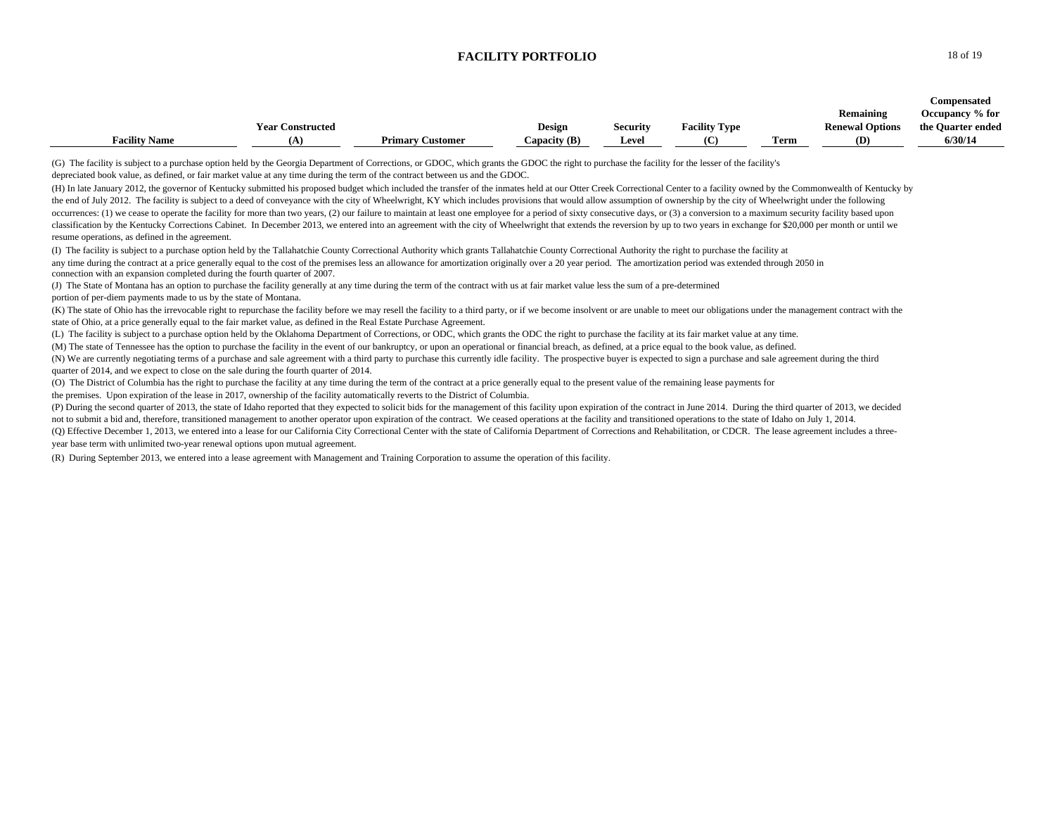## FACILITY PORTFOLIO

| Facility Name | Year Constructed (A) | Primary Customer | Design Capacity (B) | Security Level | Facility Type (C) | Term | Remaining Renewal Options (D) | Compensated Occupancy % for the Quarter ended 6/30/14 |
|---|---|---|---|---|---|---|---|---|

(G) The facility is subject to a purchase option held by the Georgia Department of Corrections, or GDOC, which grants the GDOC the right to purchase the facility for the lesser of the facility's depreciated book value, as defined, or fair market value at any time during the term of the contract between us and the GDOC.

(H) In late January 2012, the governor of Kentucky submitted his proposed budget which included the transfer of the inmates held at our Otter Creek Correctional Center to a facility owned by the Commonwealth of Kentucky by the end of July 2012. The facility is subject to a deed of conveyance with the city of Wheelwright, KY which includes provisions that would allow assumption of ownership by the city of Wheelwright under the following occurrences: (1) we cease to operate the facility for more than two years, (2) our failure to maintain at least one employee for a period of sixty consecutive days, or (3) a conversion to a maximum security facility based upon classification by the Kentucky Corrections Cabinet. In December 2013, we entered into an agreement with the city of Wheelwright that extends the reversion by up to two years in exchange for $20,000 per month or until we resume operations, as defined in the agreement.

(I) The facility is subject to a purchase option held by the Tallahatchie County Correctional Authority which grants Tallahatchie County Correctional Authority the right to purchase the facility at any time during the contract at a price generally equal to the cost of the premises less an allowance for amortization originally over a 20 year period. The amortization period was extended through 2050 in connection with an expansion completed during the fourth quarter of 2007.

(J) The State of Montana has an option to purchase the facility generally at any time during the term of the contract with us at fair market value less the sum of a pre-determined portion of per-diem payments made to us by the state of Montana.

(K) The state of Ohio has the irrevocable right to repurchase the facility before we may resell the facility to a third party, or if we become insolvent or are unable to meet our obligations under the management contract with the state of Ohio, at a price generally equal to the fair market value, as defined in the Real Estate Purchase Agreement.

(L) The facility is subject to a purchase option held by the Oklahoma Department of Corrections, or ODC, which grants the ODC the right to purchase the facility at its fair market value at any time.

(M) The state of Tennessee has the option to purchase the facility in the event of our bankruptcy, or upon an operational or financial breach, as defined, at a price equal to the book value, as defined.

(N) We are currently negotiating terms of a purchase and sale agreement with a third party to purchase this currently idle facility. The prospective buyer is expected to sign a purchase and sale agreement during the third quarter of 2014, and we expect to close on the sale during the fourth quarter of 2014.

(O) The District of Columbia has the right to purchase the facility at any time during the term of the contract at a price generally equal to the present value of the remaining lease payments for the premises. Upon expiration of the lease in 2017, ownership of the facility automatically reverts to the District of Columbia.

(P) During the second quarter of 2013, the state of Idaho reported that they expected to solicit bids for the management of this facility upon expiration of the contract in June 2014. During the third quarter of 2013, we decided not to submit a bid and, therefore, transitioned management to another operator upon expiration of the contract. We ceased operations at the facility and transitioned operations to the state of Idaho on July 1, 2014.

(Q) Effective December 1, 2013, we entered into a lease for our California City Correctional Center with the state of California Department of Corrections and Rehabilitation, or CDCR. The lease agreement includes a three-year base term with unlimited two-year renewal options upon mutual agreement.

(R) During September 2013, we entered into a lease agreement with Management and Training Corporation to assume the operation of this facility.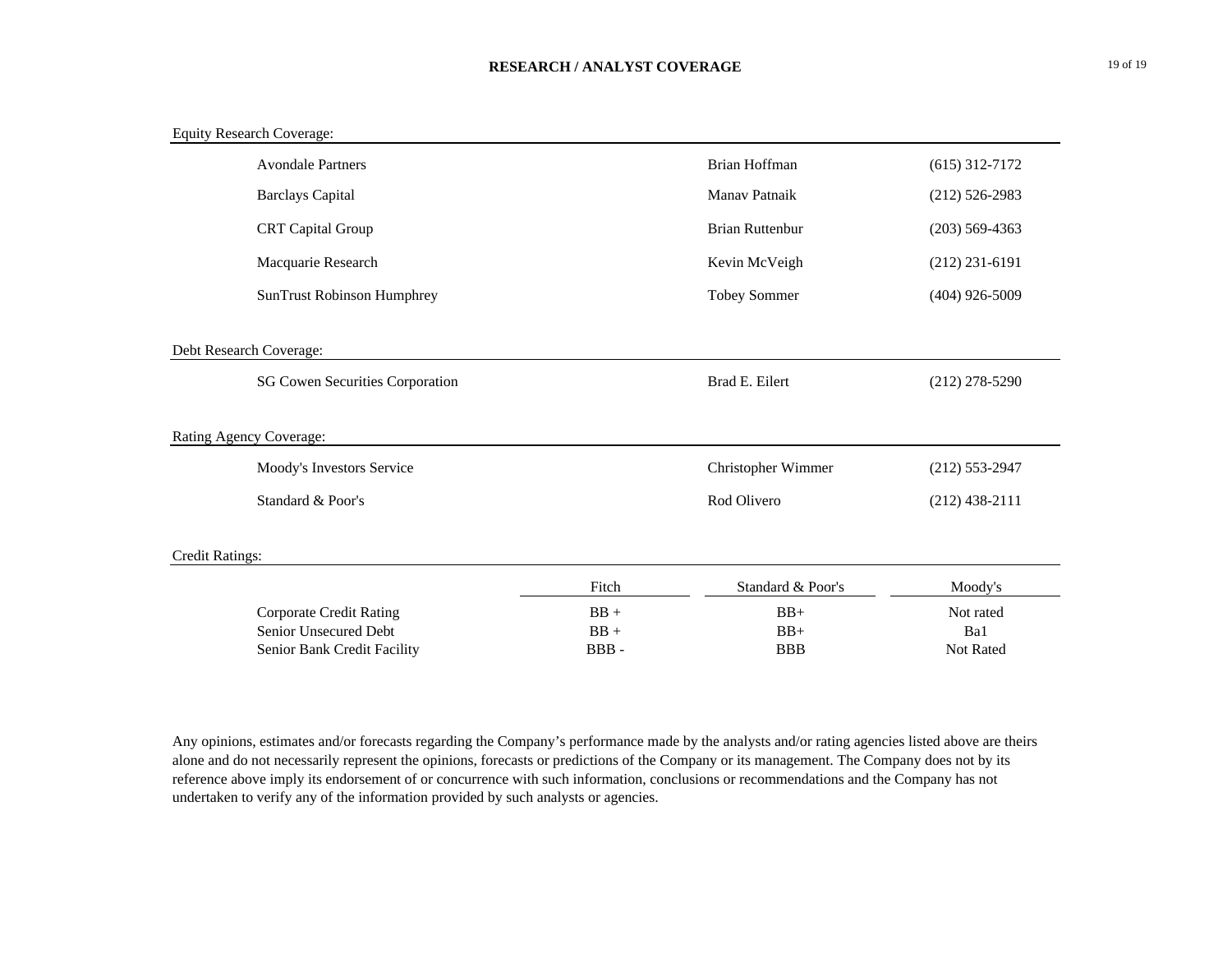## RESEARCH / ANALYST COVERAGE

Equity Research Coverage:

| | | |
|---|---|---|
| Avondale Partners | Brian Hoffman | (615) 312-7172 |
| Barclays Capital | Manav Patnaik | (212) 526-2983 |
| CRT Capital Group | Brian Ruttenbur | (203) 569-4363 |
| Macquarie Research | Kevin McVeigh | (212) 231-6191 |
| SunTrust Robinson Humphrey | Tobey Sommer | (404) 926-5009 |

Debt Research Coverage:

| | | |
|---|---|---|
| SG Cowen Securities Corporation | Brad E. Eilert | (212) 278-5290 |

Rating Agency Coverage:

| | | |
|---|---|---|
| Moody's Investors Service | Christopher Wimmer | (212) 553-2947 |
| Standard & Poor's | Rod Olivero | (212) 438-2111 |

Credit Ratings:

| | Fitch | Standard & Poor's | Moody's |
|---|---|---|---|
| Corporate Credit Rating | BB + | BB+ | Not rated |
| Senior Unsecured Debt | BB + | BB+ | Ba1 |
| Senior Bank Credit Facility | BBB - | BBB | Not Rated |

Any opinions, estimates and/or forecasts regarding the Company's performance made by the analysts and/or rating agencies listed above are theirs alone and do not necessarily represent the opinions, forecasts or predictions of the Company or its management. The Company does not by its reference above imply its endorsement of or concurrence with such information, conclusions or recommendations and the Company has not undertaken to verify any of the information provided by such analysts or agencies.